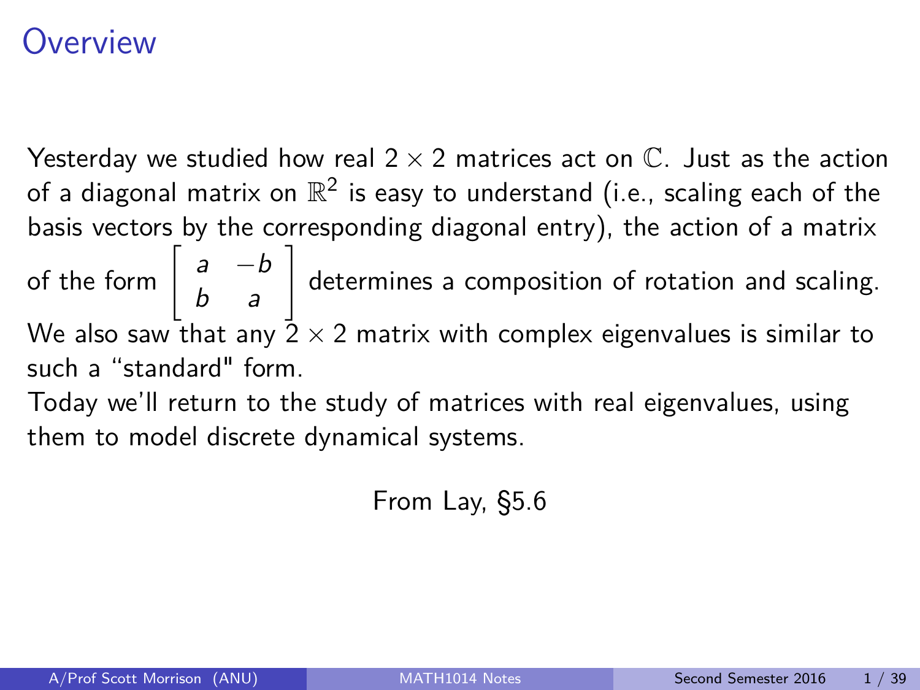# Overview

Yesterday we studied how real $2 \times 2$ matrices act on $\mathbb{C}$. Just as the action of a diagonal matrix on $\mathbb{R}^2$ is easy to understand (i.e., scaling each of the basis vectors by the corresponding diagonal entry), the action of a matrix of the form $\begin{bmatrix} a & -b \\ b & a \end{bmatrix}$ determines a composition of rotation and scaling. We also saw that any $2 \times 2$ matrix with complex eigenvalues is similar to such a "standard" form.

Today we'll return to the study of matrices with real eigenvalues, using them to model discrete dynamical systems.

From Lay, §5.6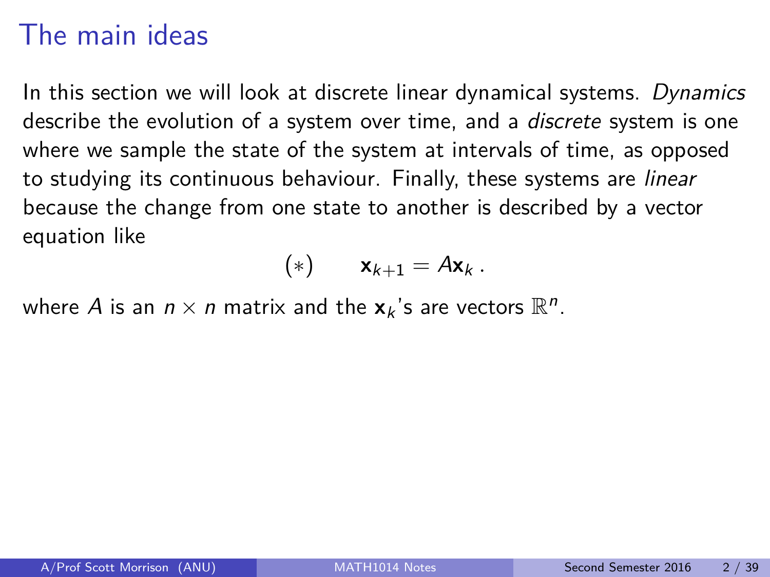# The main ideas

In this section we will look at discrete linear dynamical systems. *Dynamics* describe the evolution of a system over time, and a *discrete* system is one where we sample the state of the system at intervals of time, as opposed to studying its continuous behaviour. Finally, these systems are *linear* because the change from one state to another is described by a vector equation like

$$(*) \qquad \mathbf{x}_{k+1} = A\mathbf{x}_k \, .$$

where $A$ is an $n \times n$ matrix and the $\mathbf{x}_k$'s are vectors $\mathbb{R}^n$.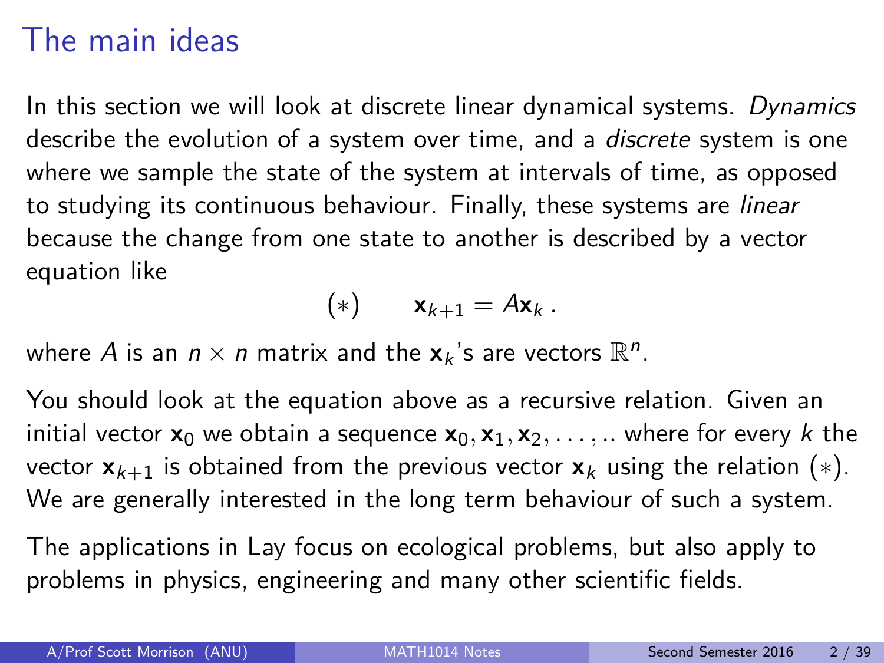# The main ideas

In this section we will look at discrete linear dynamical systems. *Dynamics* describe the evolution of a system over time, and a *discrete* system is one where we sample the state of the system at intervals of time, as opposed to studying its continuous behaviour. Finally, these systems are *linear* because the change from one state to another is described by a vector equation like

$$(*) \qquad \mathbf{x}_{k+1} = A\mathbf{x}_k \ .$$

where $A$ is an $n \times n$ matrix and the $\mathbf{x}_k$'s are vectors $\mathbb{R}^n$.

You should look at the equation above as a recursive relation. Given an initial vector $\mathbf{x}_0$ we obtain a sequence $\mathbf{x}_0, \mathbf{x}_1, \mathbf{x}_2, \ldots, ..$ where for every $k$ the vector $\mathbf{x}_{k+1}$ is obtained from the previous vector $\mathbf{x}_k$ using the relation $(*)$. We are generally interested in the long term behaviour of such a system.

The applications in Lay focus on ecological problems, but also apply to problems in physics, engineering and many other scientific fields.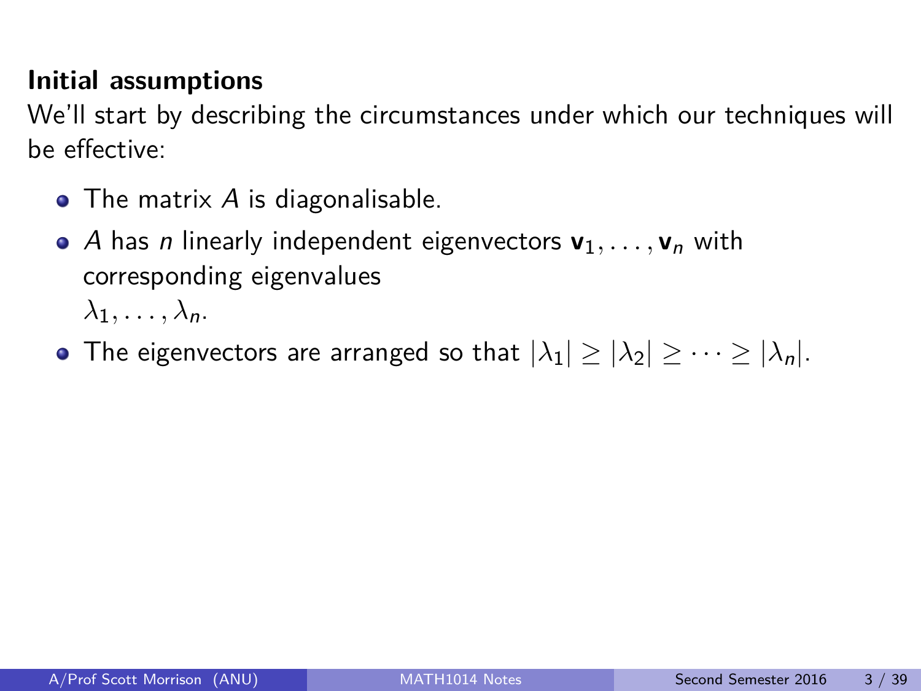**Initial assumptions**

We'll start by describing the circumstances under which our techniques will be effective:

- The matrix $A$ is diagonalisable.
- $A$ has $n$ linearly independent eigenvectors $\mathbf{v}_1, \ldots, \mathbf{v}_n$ with corresponding eigenvalues $\lambda_1, \ldots, \lambda_n$.
- The eigenvectors are arranged so that $|\lambda_1| \geq |\lambda_2| \geq \cdots \geq |\lambda_n|$.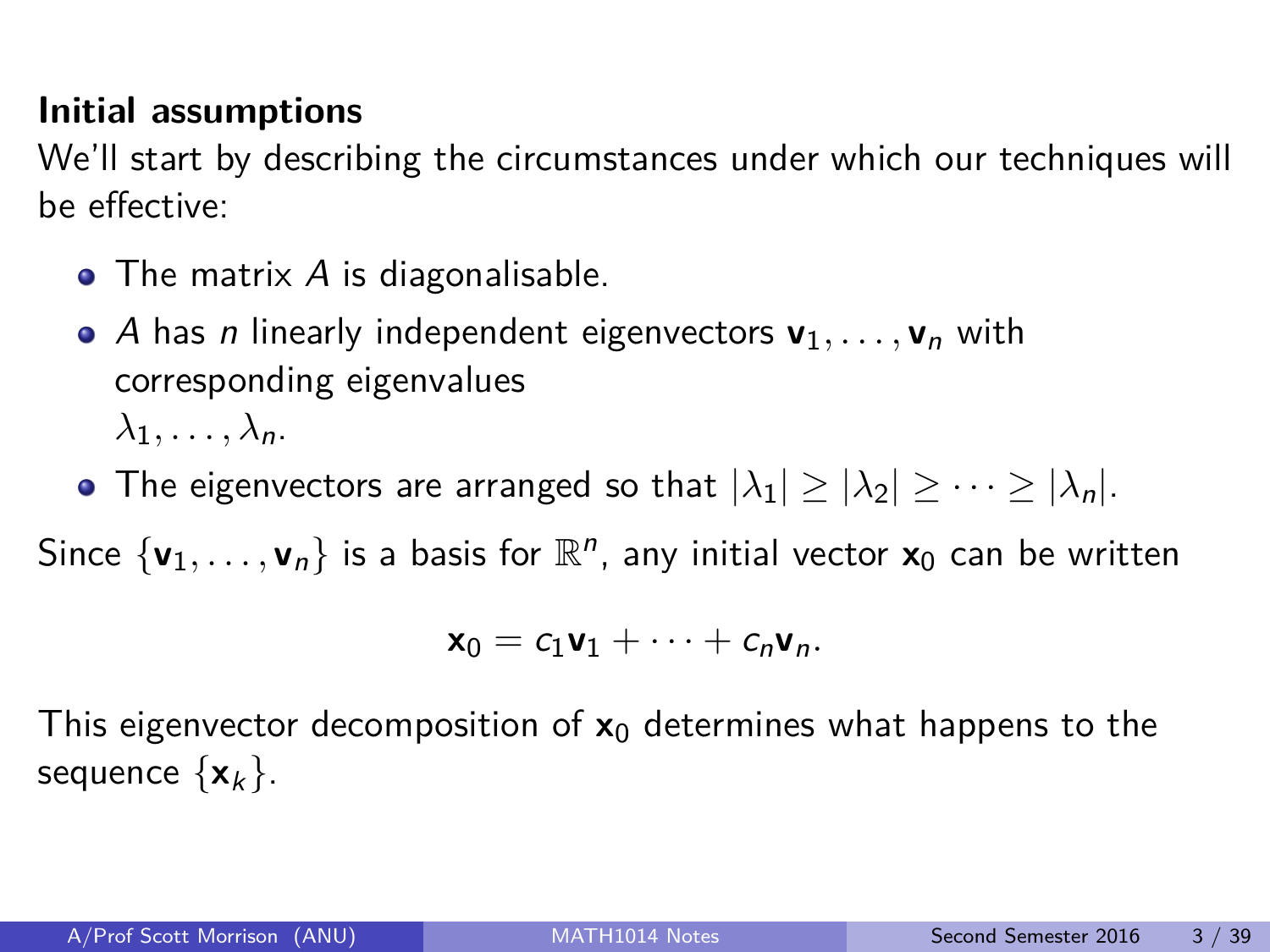**Initial assumptions**

We'll start by describing the circumstances under which our techniques will be effective:

- The matrix $A$ is diagonalisable.
- $A$ has $n$ linearly independent eigenvectors $\mathbf{v}_1, \dots, \mathbf{v}_n$ with corresponding eigenvalues $\lambda_1, \dots, \lambda_n$.
- The eigenvectors are arranged so that $|\lambda_1| \geq |\lambda_2| \geq \cdots \geq |\lambda_n|$.

Since $\{\mathbf{v}_1, \dots, \mathbf{v}_n\}$ is a basis for $\mathbb{R}^n$, any initial vector $\mathbf{x}_0$ can be written

$$\mathbf{x}_0 = c_1\mathbf{v}_1 + \cdots + c_n\mathbf{v}_n.$$

This eigenvector decomposition of $\mathbf{x}_0$ determines what happens to the sequence $\{\mathbf{x}_k\}$.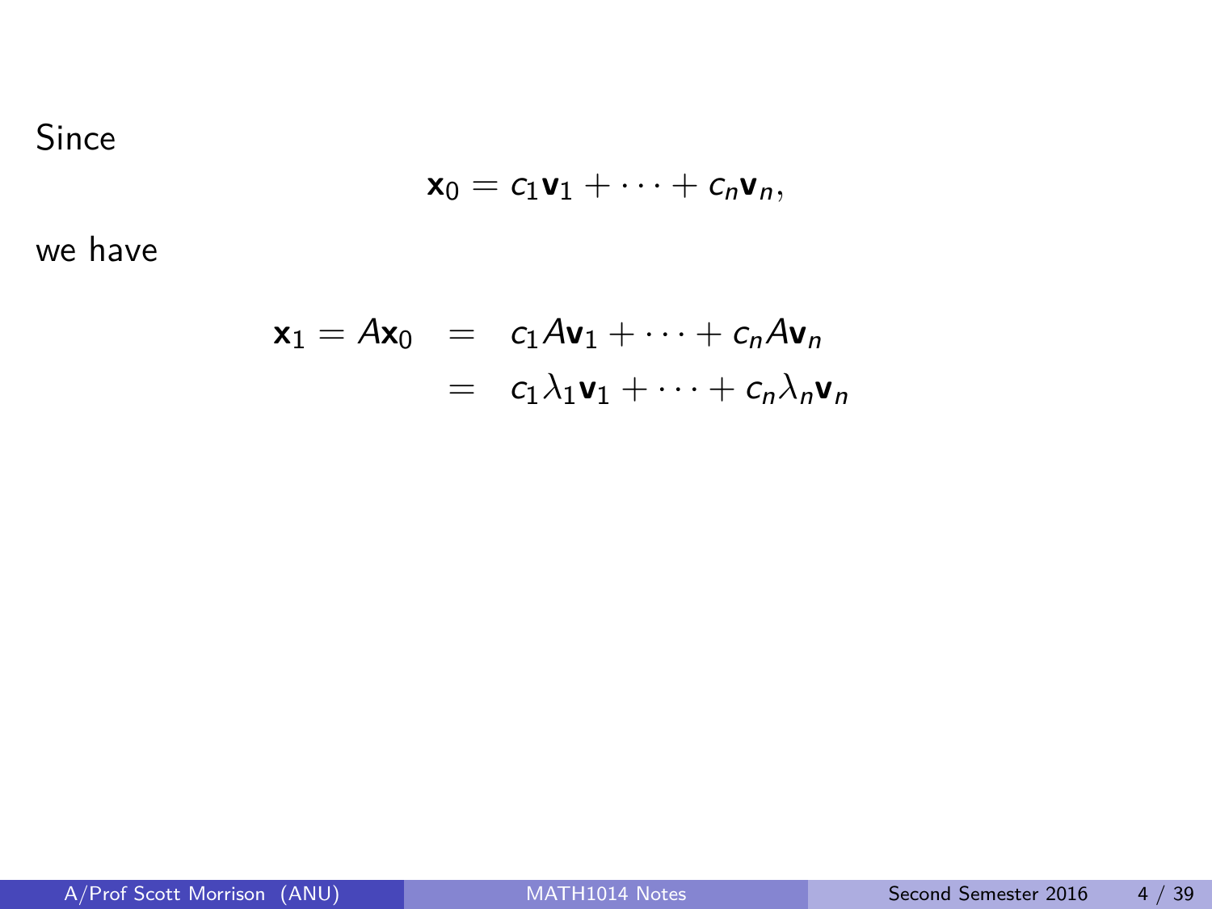Since

$$\mathbf{x}_0 = c_1\mathbf{v}_1 + \cdots + c_n\mathbf{v}_n,$$

we have

$$\begin{aligned}
\mathbf{x}_1 = A\mathbf{x}_0 &= c_1 A\mathbf{v}_1 + \cdots + c_n A\mathbf{v}_n \\
&= c_1\lambda_1\mathbf{v}_1 + \cdots + c_n\lambda_n\mathbf{v}_n
\end{aligned}$$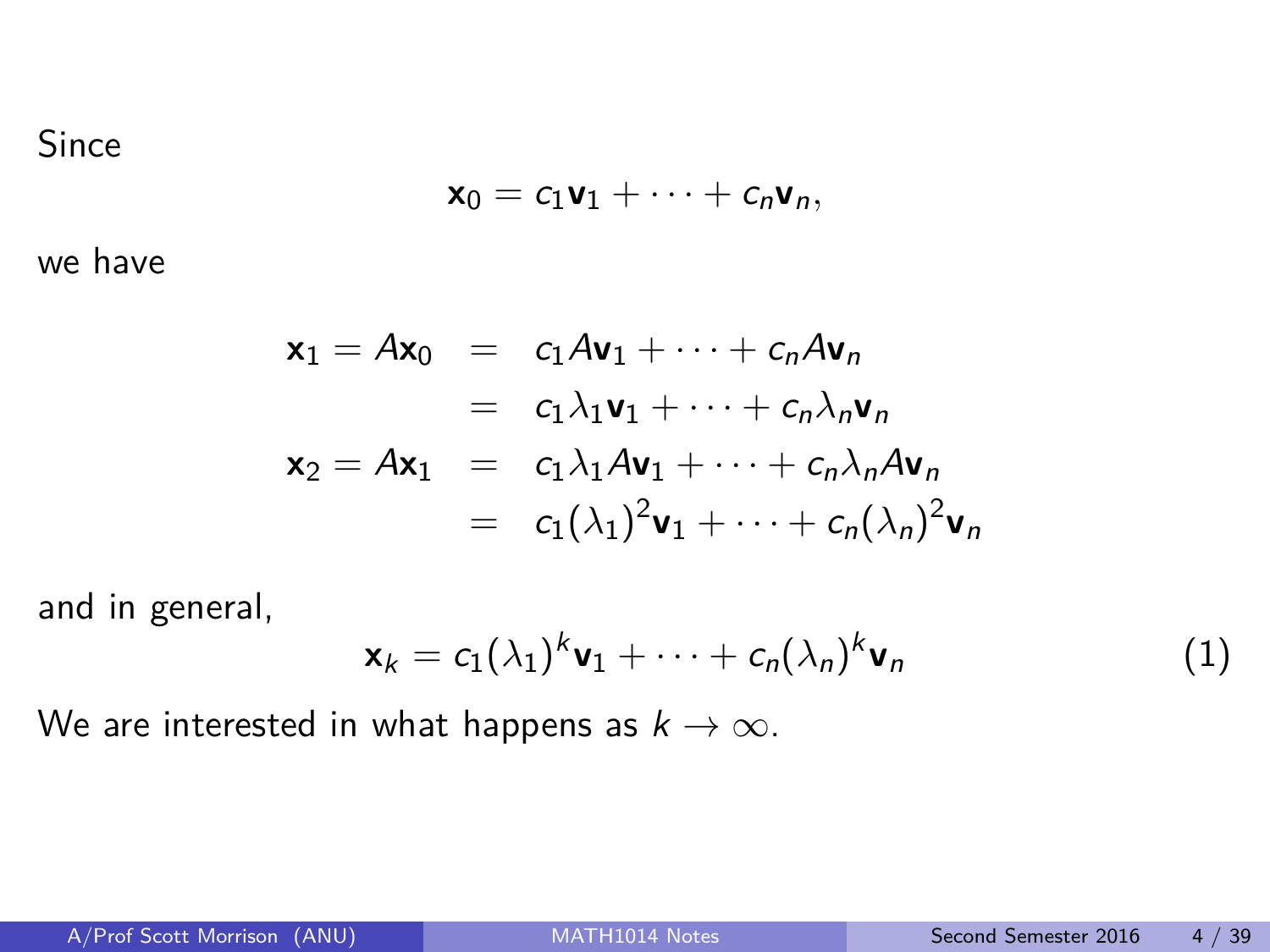Since

$$\mathbf{x}_0 = c_1\mathbf{v}_1 + \cdots + c_n\mathbf{v}_n,$$

we have

$$\begin{aligned}
\mathbf{x}_1 = A\mathbf{x}_0 &= c_1 A\mathbf{v}_1 + \cdots + c_n A\mathbf{v}_n \\
&= c_1\lambda_1\mathbf{v}_1 + \cdots + c_n\lambda_n\mathbf{v}_n \\
\mathbf{x}_2 = A\mathbf{x}_1 &= c_1\lambda_1 A\mathbf{v}_1 + \cdots + c_n\lambda_n A\mathbf{v}_n \\
&= c_1(\lambda_1)^2\mathbf{v}_1 + \cdots + c_n(\lambda_n)^2\mathbf{v}_n
\end{aligned}$$

and in general,

$$\mathbf{x}_k = c_1(\lambda_1)^k\mathbf{v}_1 + \cdots + c_n(\lambda_n)^k\mathbf{v}_n \tag{1}$$

We are interested in what happens as $k \to \infty$.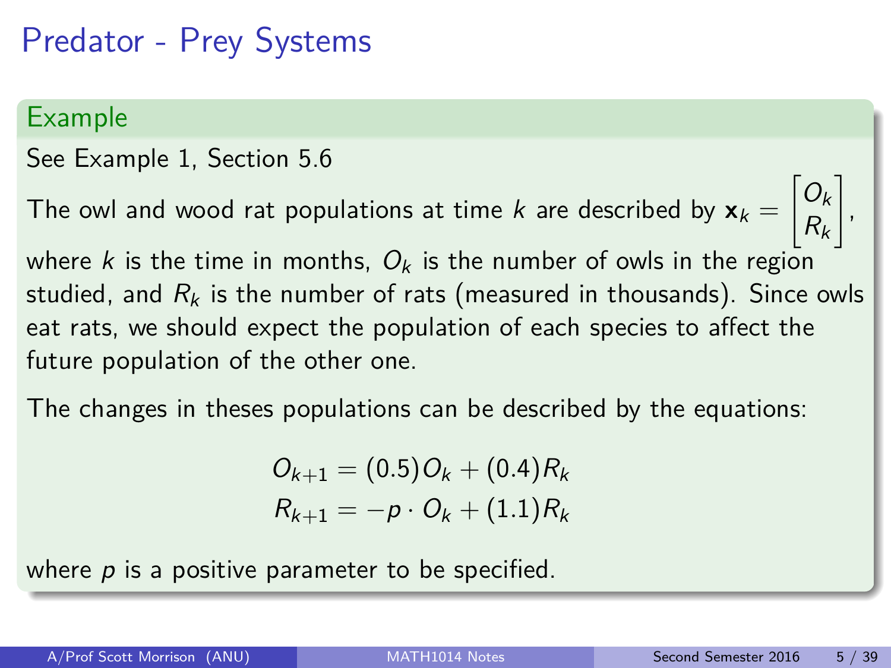# Predator - Prey Systems

## Example

See Example 1, Section 5.6

The owl and wood rat populations at time $k$ are described by $\mathbf{x}_k = \begin{bmatrix} O_k \\ R_k \end{bmatrix}$, where $k$ is the time in months, $O_k$ is the number of owls in the region studied, and $R_k$ is the number of rats (measured in thousands). Since owls eat rats, we should expect the population of each species to affect the future population of the other one.

The changes in theses populations can be described by the equations:

$$
\begin{aligned}
O_{k+1} &= (0.5)O_k + (0.4)R_k \\
R_{k+1} &= -p \cdot O_k + (1.1)R_k
\end{aligned}
$$

where $p$ is a positive parameter to be specified.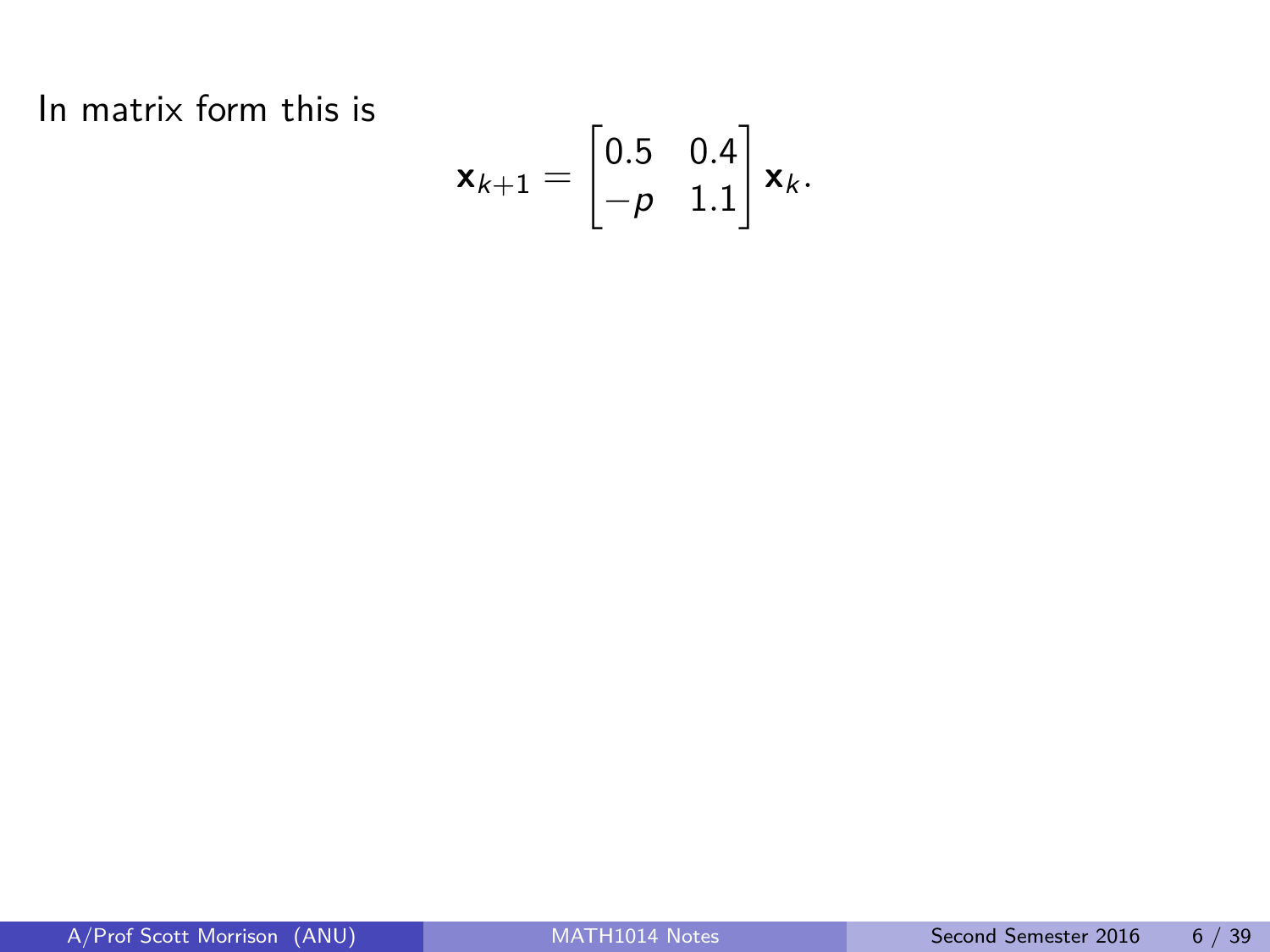In matrix form this is

$$\mathbf{x}_{k+1} = \begin{bmatrix} 0.5 & 0.4 \\ -p & 1.1 \end{bmatrix} \mathbf{x}_k.$$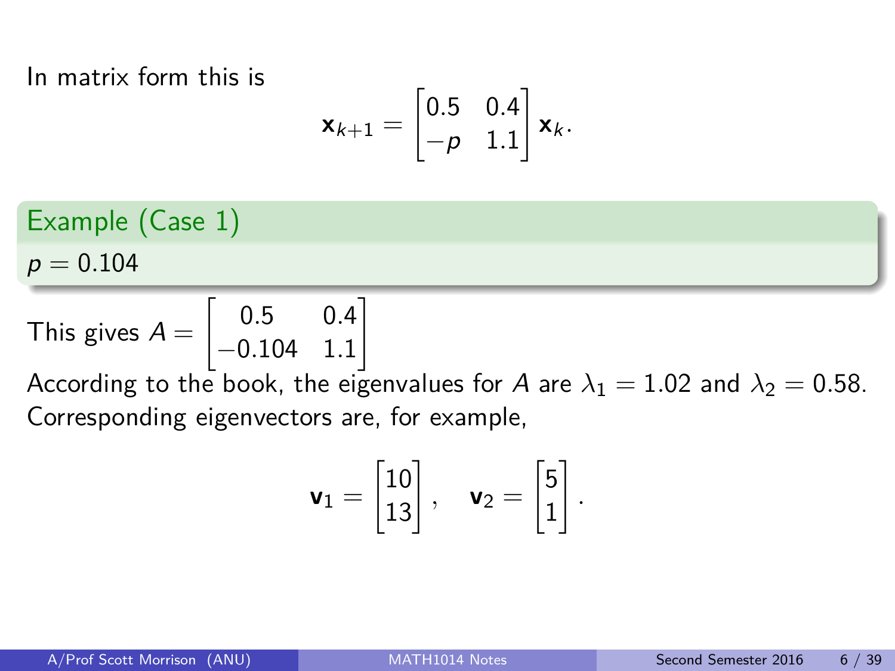In matrix form this is

$$\mathbf{x}_{k+1} = \begin{bmatrix} 0.5 & 0.4 \\ -p & 1.1 \end{bmatrix} \mathbf{x}_k.$$

**Example (Case 1)**

$p = 0.104$

This gives $A = \begin{bmatrix} 0.5 & 0.4 \\ -0.104 & 1.1 \end{bmatrix}$

According to the book, the eigenvalues for $A$ are $\lambda_1 = 1.02$ and $\lambda_2 = 0.58$. Corresponding eigenvectors are, for example,

$$\mathbf{v}_1 = \begin{bmatrix} 10 \\ 13 \end{bmatrix}, \quad \mathbf{v}_2 = \begin{bmatrix} 5 \\ 1 \end{bmatrix}.$$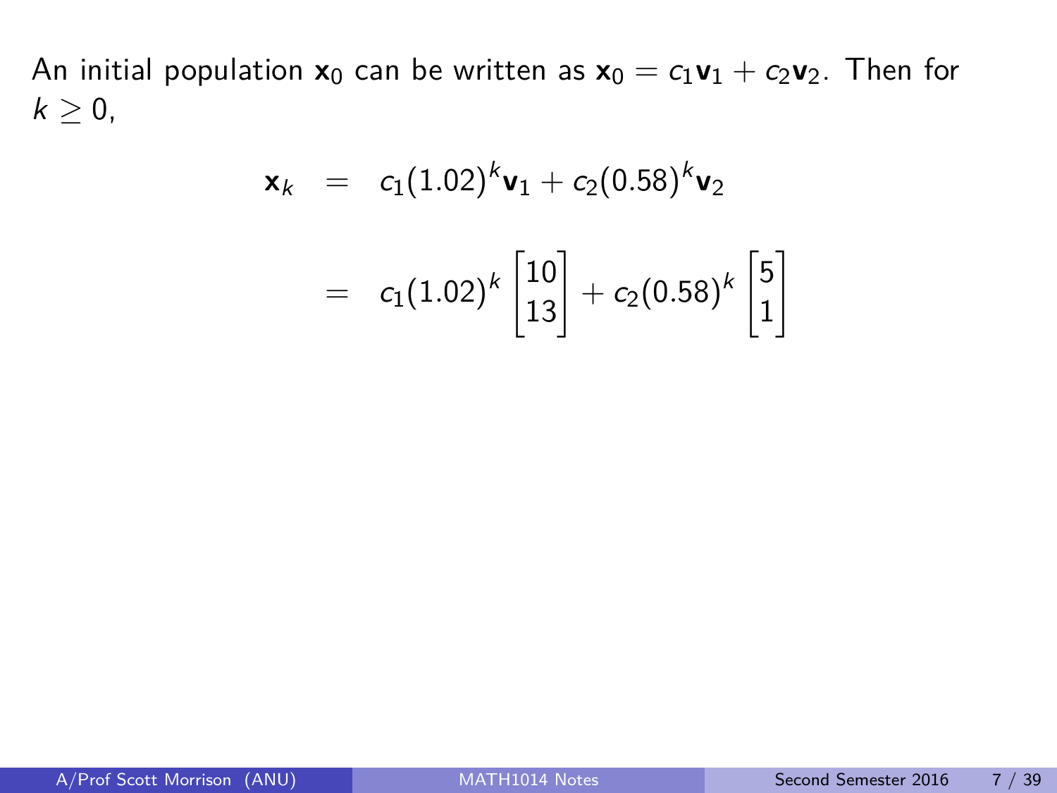An initial population $\mathbf{x}_0$ can be written as $\mathbf{x}_0 = c_1\mathbf{v}_1 + c_2\mathbf{v}_2$. Then for $k \geq 0$,

$$
\begin{aligned}
\mathbf{x}_k &= c_1(1.02)^k\mathbf{v}_1 + c_2(0.58)^k\mathbf{v}_2 \\
&= c_1(1.02)^k \begin{bmatrix} 10 \\ 13 \end{bmatrix} + c_2(0.58)^k \begin{bmatrix} 5 \\ 1 \end{bmatrix}
\end{aligned}
$$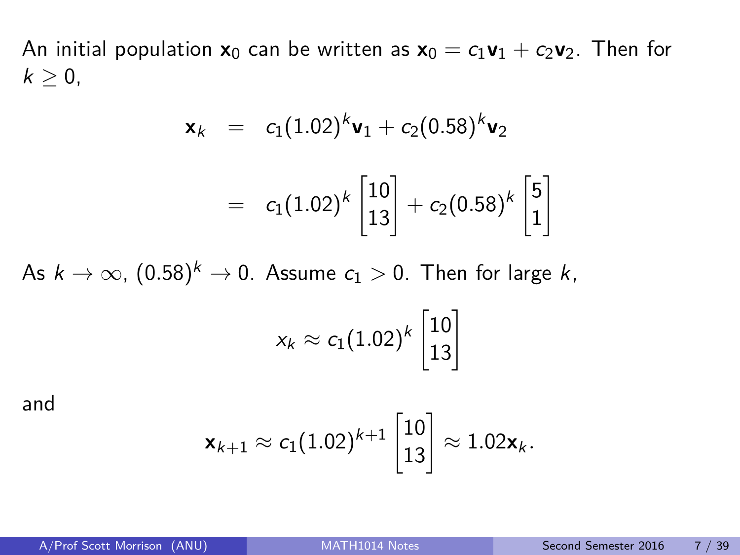An initial population $\mathbf{x}_0$ can be written as $\mathbf{x}_0 = c_1\mathbf{v}_1 + c_2\mathbf{v}_2$. Then for $k \geq 0$,

$$
\begin{aligned}
\mathbf{x}_k &= c_1(1.02)^k\mathbf{v}_1 + c_2(0.58)^k\mathbf{v}_2 \\
&= c_1(1.02)^k \begin{bmatrix} 10 \\ 13 \end{bmatrix} + c_2(0.58)^k \begin{bmatrix} 5 \\ 1 \end{bmatrix}
\end{aligned}
$$

As $k \to \infty$, $(0.58)^k \to 0$. Assume $c_1 > 0$. Then for large $k$,

$$x_k \approx c_1(1.02)^k \begin{bmatrix} 10 \\ 13 \end{bmatrix}$$

and

$$\mathbf{x}_{k+1} \approx c_1(1.02)^{k+1} \begin{bmatrix} 10 \\ 13 \end{bmatrix} \approx 1.02\mathbf{x}_k.$$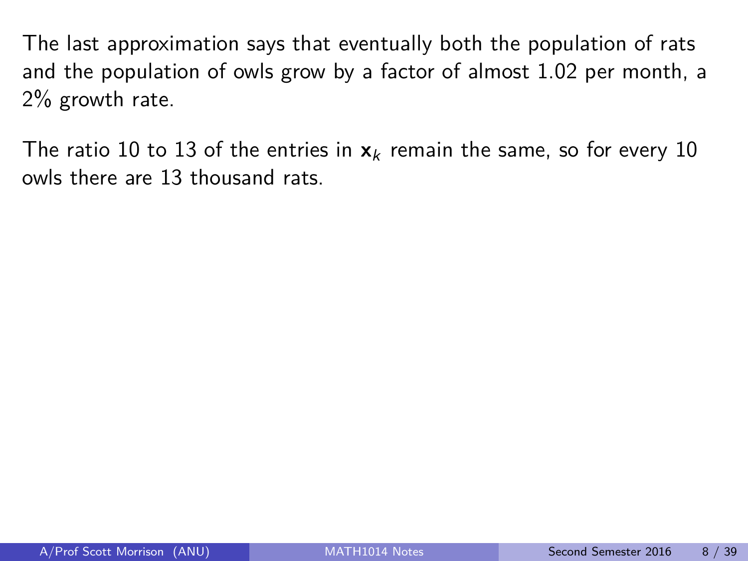The last approximation says that eventually both the population of rats and the population of owls grow by a factor of almost 1.02 per month, a 2% growth rate.

The ratio 10 to 13 of the entries in $\mathbf{x}_k$ remain the same, so for every 10 owls there are 13 thousand rats.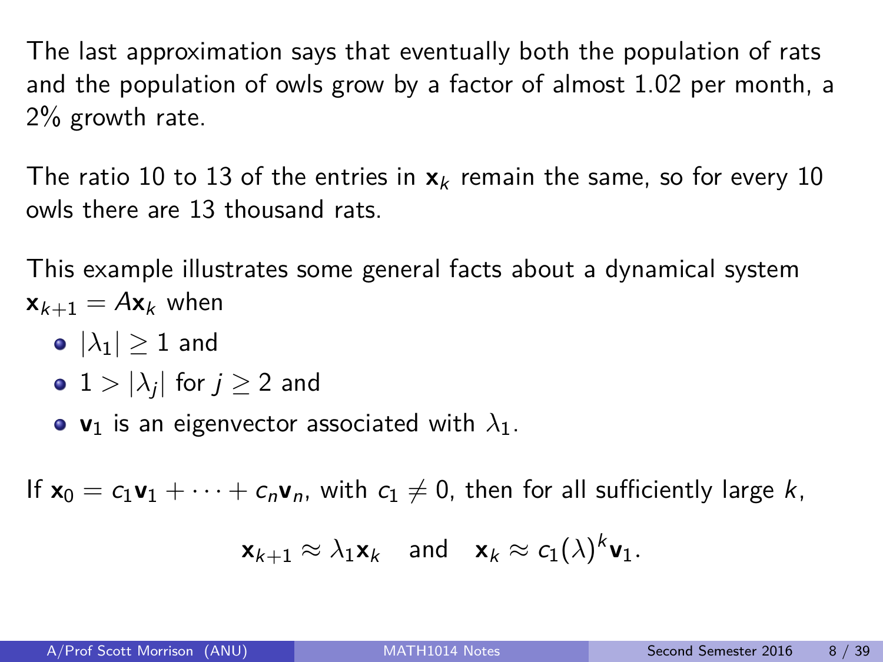The last approximation says that eventually both the population of rats and the population of owls grow by a factor of almost 1.02 per month, a 2% growth rate.

The ratio 10 to 13 of the entries in $\mathbf{x}_k$ remain the same, so for every 10 owls there are 13 thousand rats.

This example illustrates some general facts about a dynamical system $\mathbf{x}_{k+1} = A\mathbf{x}_k$ when

- $|\lambda_1| \geq 1$ and
- $1 > |\lambda_j|$ for $j \geq 2$ and
- $\mathbf{v}_1$ is an eigenvector associated with $\lambda_1$.

If $\mathbf{x}_0 = c_1\mathbf{v}_1 + \cdots + c_n\mathbf{v}_n$, with $c_1 \neq 0$, then for all sufficiently large $k$,

$$\mathbf{x}_{k+1} \approx \lambda_1 \mathbf{x}_k \quad \text{and} \quad \mathbf{x}_k \approx c_1(\lambda)^k \mathbf{v}_1.$$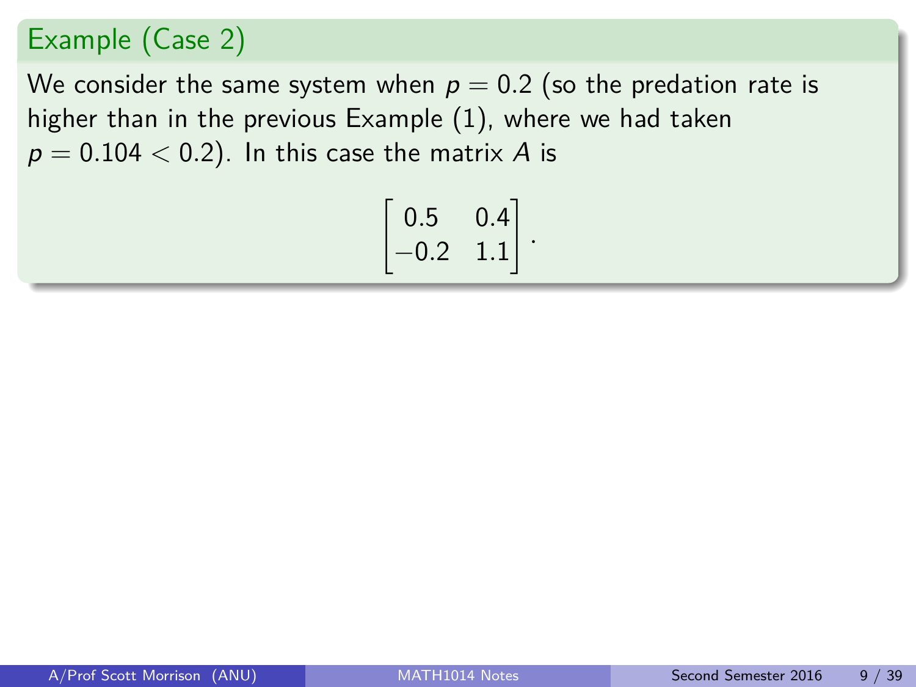## Example (Case 2)

We consider the same system when $p = 0.2$ (so the predation rate is higher than in the previous Example (1), where we had taken $p = 0.104 < 0.2$). In this case the matrix $A$ is

$$\begin{bmatrix} 0.5 & 0.4 \\ -0.2 & 1.1 \end{bmatrix}.$$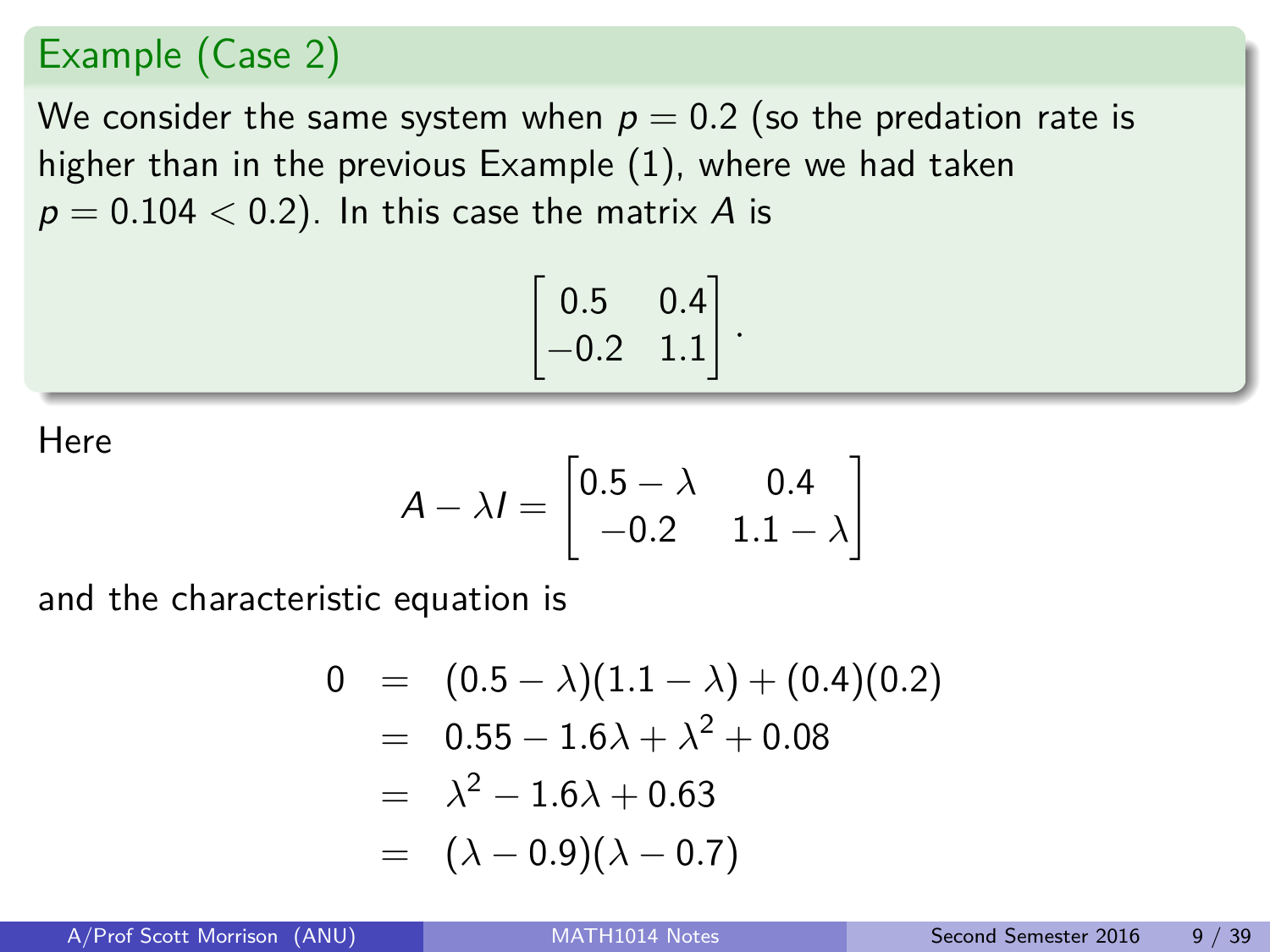### Example (Case 2)

We consider the same system when $p = 0.2$ (so the predation rate is higher than in the previous Example (1), where we had taken $p = 0.104 < 0.2$). In this case the matrix $A$ is

$$\begin{bmatrix} 0.5 & 0.4 \\ -0.2 & 1.1 \end{bmatrix}.$$

Here

$$A - \lambda I = \begin{bmatrix} 0.5 - \lambda & 0.4 \\ -0.2 & 1.1 - \lambda \end{bmatrix}$$

and the characteristic equation is

$$\begin{aligned} 0 &= (0.5 - \lambda)(1.1 - \lambda) + (0.4)(0.2) \\ &= 0.55 - 1.6\lambda + \lambda^2 + 0.08 \\ &= \lambda^2 - 1.6\lambda + 0.63 \\ &= (\lambda - 0.9)(\lambda - 0.7) \end{aligned}$$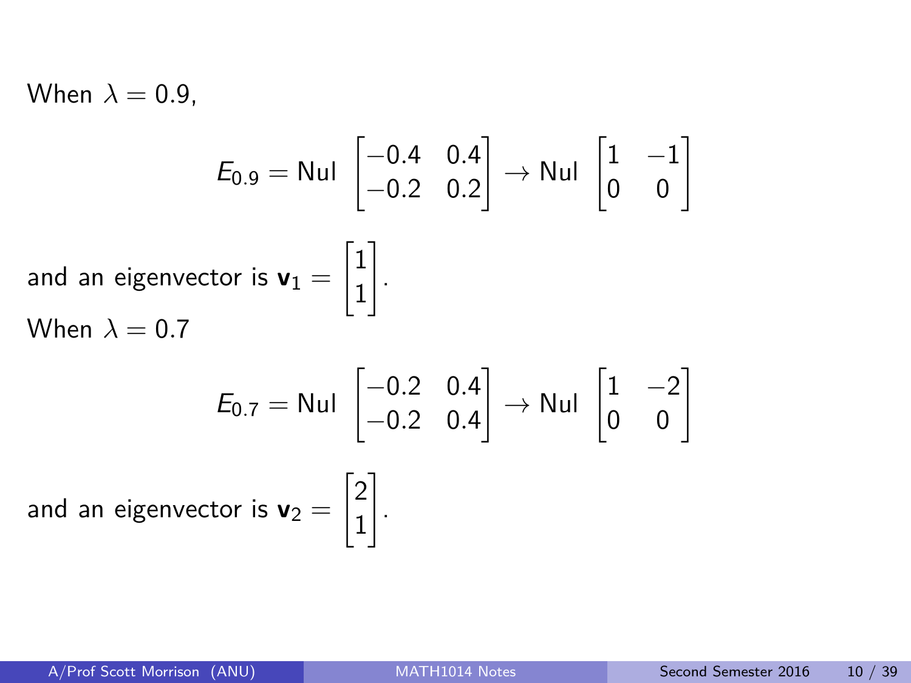When $\lambda = 0.9$,

$$E_{0.9} = \text{Nul} \begin{bmatrix} -0.4 & 0.4 \\ -0.2 & 0.2 \end{bmatrix} \to \text{Nul} \begin{bmatrix} 1 & -1 \\ 0 & 0 \end{bmatrix}$$

and an eigenvector is $\mathbf{v}_1 = \begin{bmatrix} 1 \\ 1 \end{bmatrix}$.

When $\lambda = 0.7$

$$E_{0.7} = \text{Nul} \begin{bmatrix} -0.2 & 0.4 \\ -0.2 & 0.4 \end{bmatrix} \to \text{Nul} \begin{bmatrix} 1 & -2 \\ 0 & 0 \end{bmatrix}$$

and an eigenvector is $\mathbf{v}_2 = \begin{bmatrix} 2 \\ 1 \end{bmatrix}$.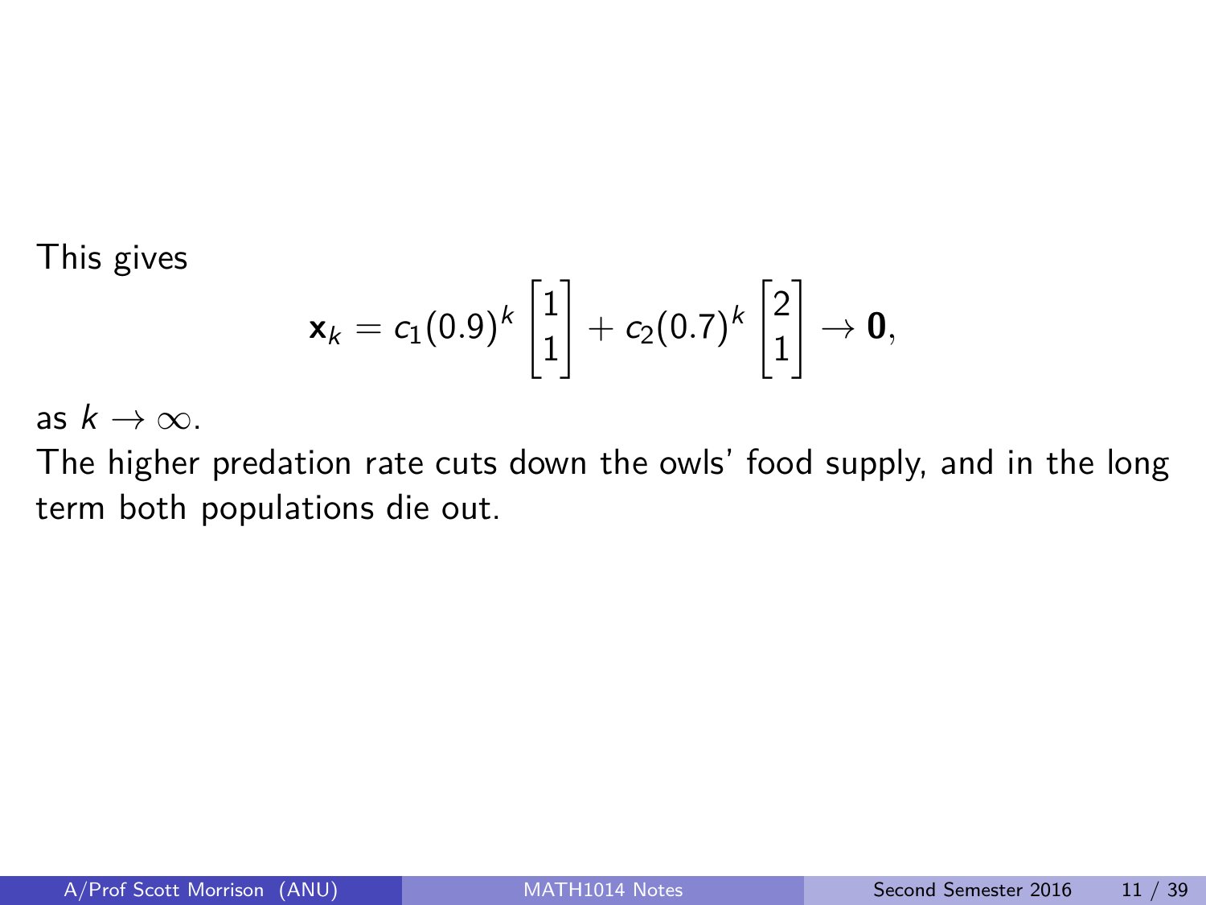This gives

$$\mathbf{x}_k = c_1(0.9)^k \begin{bmatrix} 1 \\ 1 \end{bmatrix} + c_2(0.7)^k \begin{bmatrix} 2 \\ 1 \end{bmatrix} \to \mathbf{0},$$

as $k \to \infty$.

The higher predation rate cuts down the owls' food supply, and in the long term both populations die out.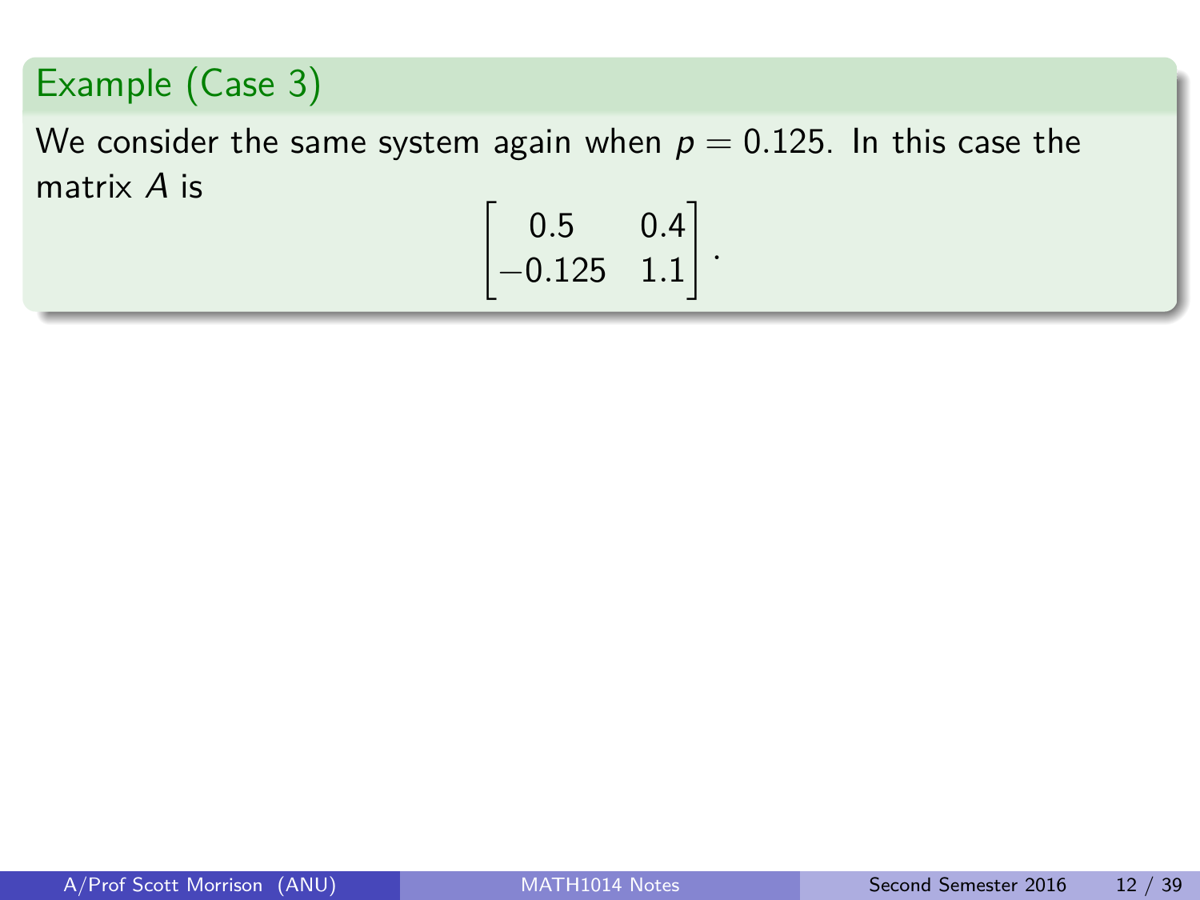### Example (Case 3)

We consider the same system again when $p = 0.125$. In this case the matrix $A$ is

$$\begin{bmatrix} 0.5 & 0.4 \\ -0.125 & 1.1 \end{bmatrix}.$$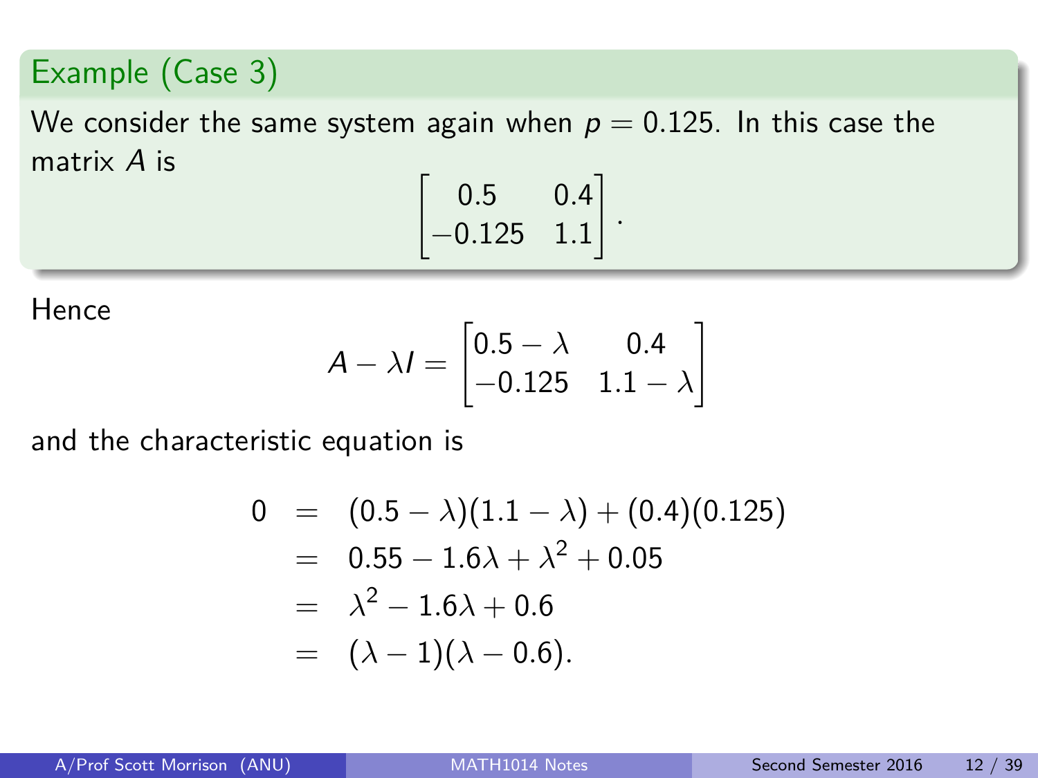**Example (Case 3)**

We consider the same system again when $p = 0.125$. In this case the matrix $A$ is

$$\begin{bmatrix} 0.5 & 0.4 \\ -0.125 & 1.1 \end{bmatrix}.$$

Hence

$$A - \lambda I = \begin{bmatrix} 0.5 - \lambda & 0.4 \\ -0.125 & 1.1 - \lambda \end{bmatrix}$$

and the characteristic equation is

$$\begin{aligned}
0 &= (0.5 - \lambda)(1.1 - \lambda) + (0.4)(0.125) \\
&= 0.55 - 1.6\lambda + \lambda^2 + 0.05 \\
&= \lambda^2 - 1.6\lambda + 0.6 \\
&= (\lambda - 1)(\lambda - 0.6).
\end{aligned}$$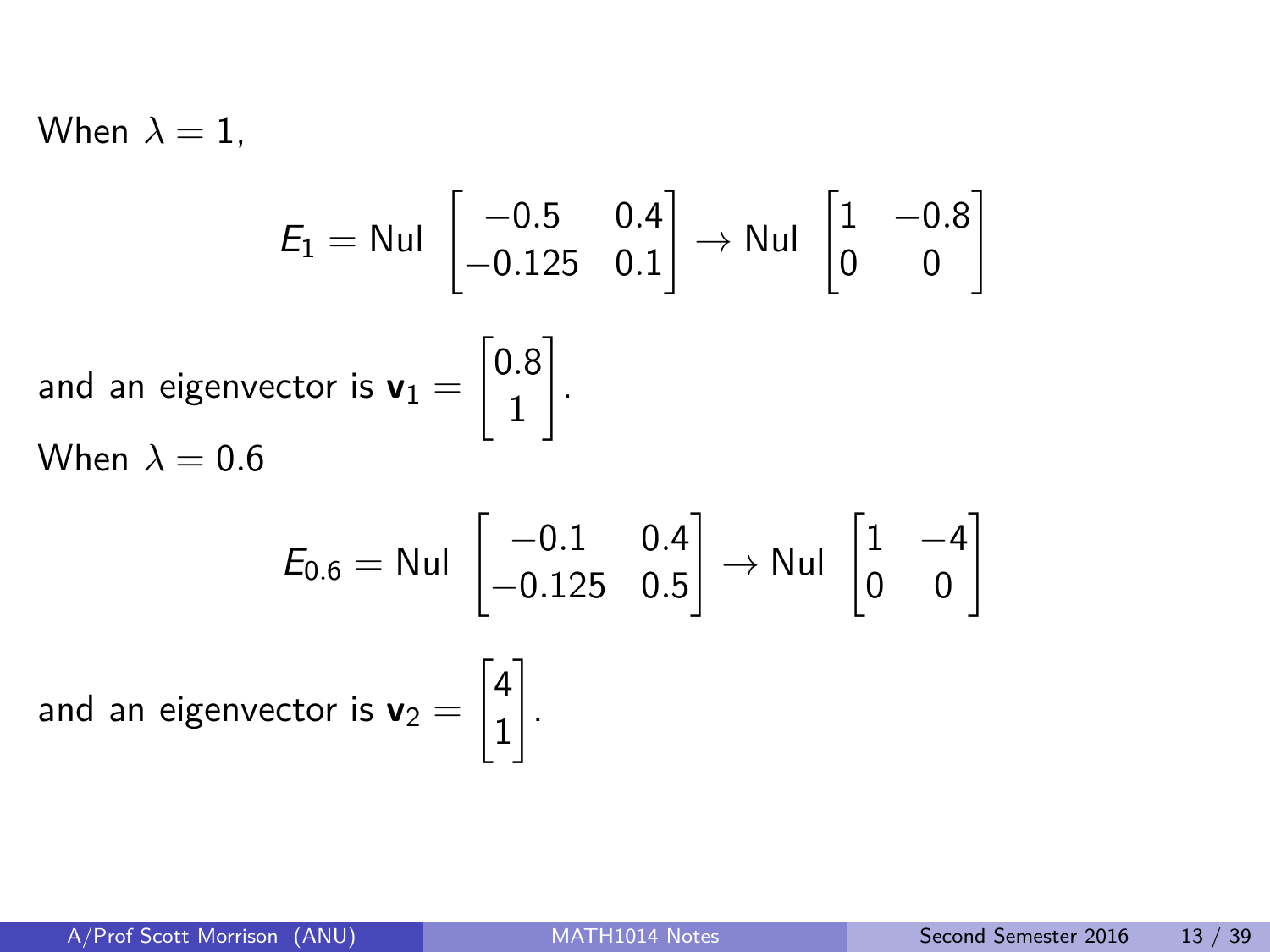When $\lambda = 1$,

$$E_1 = \text{Nul} \begin{bmatrix} -0.5 & 0.4 \\ -0.125 & 0.1 \end{bmatrix} \to \text{Nul} \begin{bmatrix} 1 & -0.8 \\ 0 & 0 \end{bmatrix}$$

and an eigenvector is $\mathbf{v}_1 = \begin{bmatrix} 0.8 \\ 1 \end{bmatrix}$.

When $\lambda = 0.6$

$$E_{0.6} = \text{Nul} \begin{bmatrix} -0.1 & 0.4 \\ -0.125 & 0.5 \end{bmatrix} \to \text{Nul} \begin{bmatrix} 1 & -4 \\ 0 & 0 \end{bmatrix}$$

and an eigenvector is $\mathbf{v}_2 = \begin{bmatrix} 4 \\ 1 \end{bmatrix}$.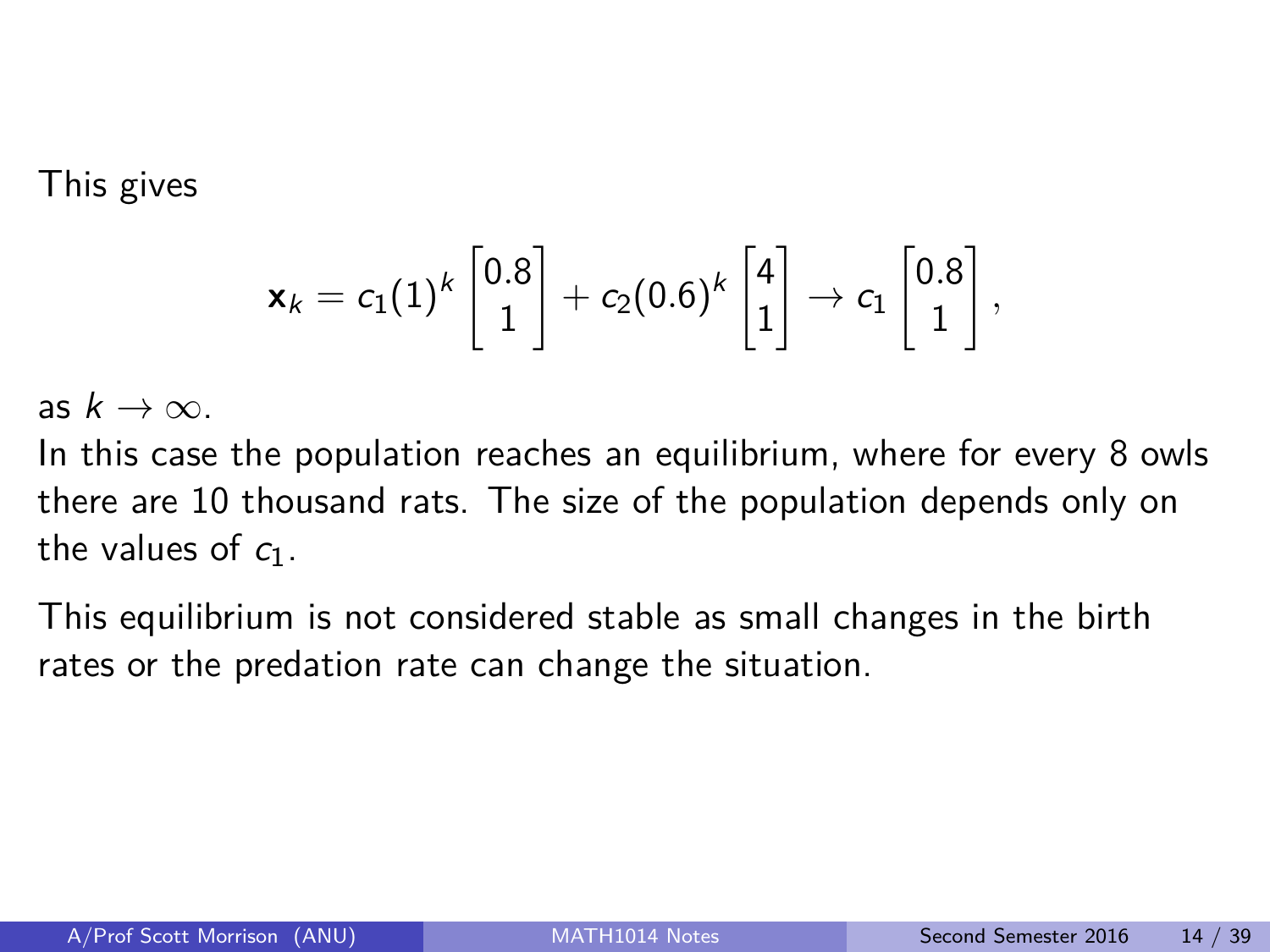This gives

$$\mathbf{x}_k = c_1(1)^k \begin{bmatrix} 0.8 \\ 1 \end{bmatrix} + c_2(0.6)^k \begin{bmatrix} 4 \\ 1 \end{bmatrix} \to c_1 \begin{bmatrix} 0.8 \\ 1 \end{bmatrix},$$

as $k \to \infty$.
In this case the population reaches an equilibrium, where for every 8 owls there are 10 thousand rats. The size of the population depends only on the values of $c_1$.

This equilibrium is not considered stable as small changes in the birth rates or the predation rate can change the situation.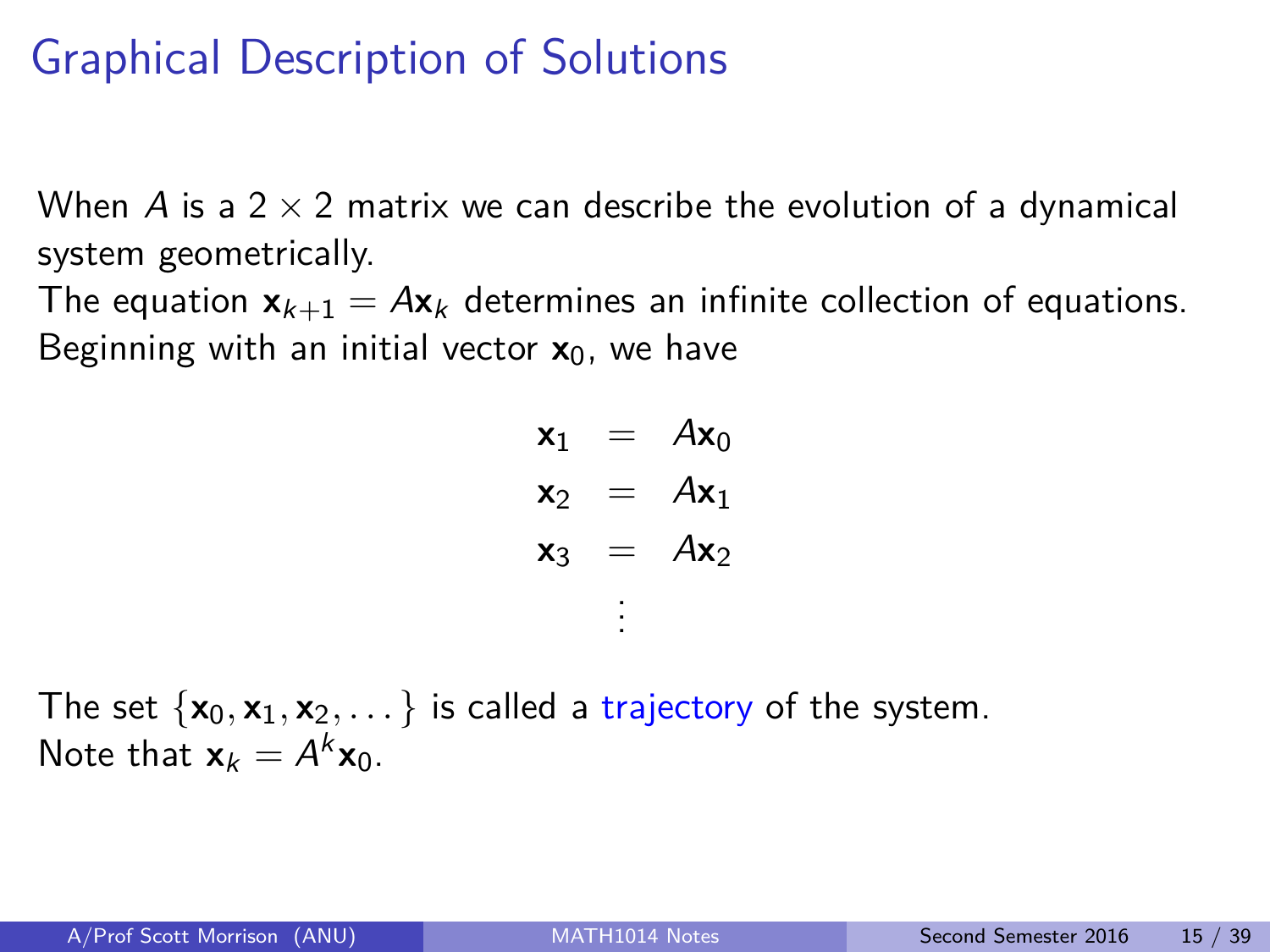# Graphical Description of Solutions

When $A$ is a $2 \times 2$ matrix we can describe the evolution of a dynamical system geometrically.

The equation $\mathbf{x}_{k+1} = A\mathbf{x}_k$ determines an infinite collection of equations. Beginning with an initial vector $\mathbf{x}_0$, we have

$$\begin{aligned} \mathbf{x}_1 &= A\mathbf{x}_0 \\ \mathbf{x}_2 &= A\mathbf{x}_1 \\ \mathbf{x}_3 &= A\mathbf{x}_2 \\ &\vdots \end{aligned}$$

The set $\{\mathbf{x}_0, \mathbf{x}_1, \mathbf{x}_2, \dots\}$ is called a trajectory of the system.
Note that $\mathbf{x}_k = A^k\mathbf{x}_0$.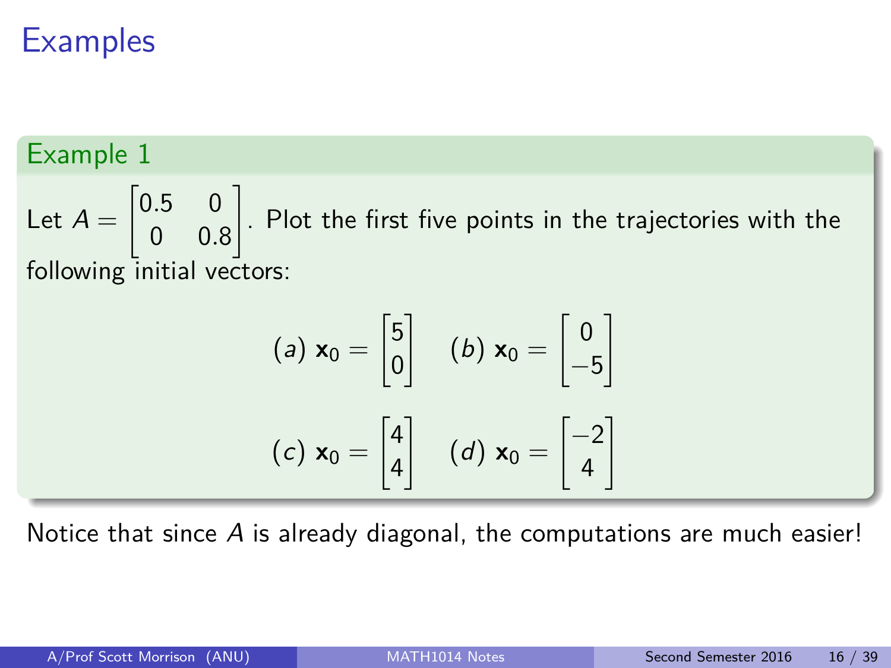# Examples

### Example 1

Let $A = \begin{bmatrix} 0.5 & 0 \\ 0 & 0.8 \end{bmatrix}$. Plot the first five points in the trajectories with the following initial vectors:

$$(a)\ \mathbf{x}_0 = \begin{bmatrix} 5 \\ 0 \end{bmatrix} \quad (b)\ \mathbf{x}_0 = \begin{bmatrix} 0 \\ -5 \end{bmatrix}$$

$$(c)\ \mathbf{x}_0 = \begin{bmatrix} 4 \\ 4 \end{bmatrix} \quad (d)\ \mathbf{x}_0 = \begin{bmatrix} -2 \\ 4 \end{bmatrix}$$

Notice that since $A$ is already diagonal, the computations are much easier!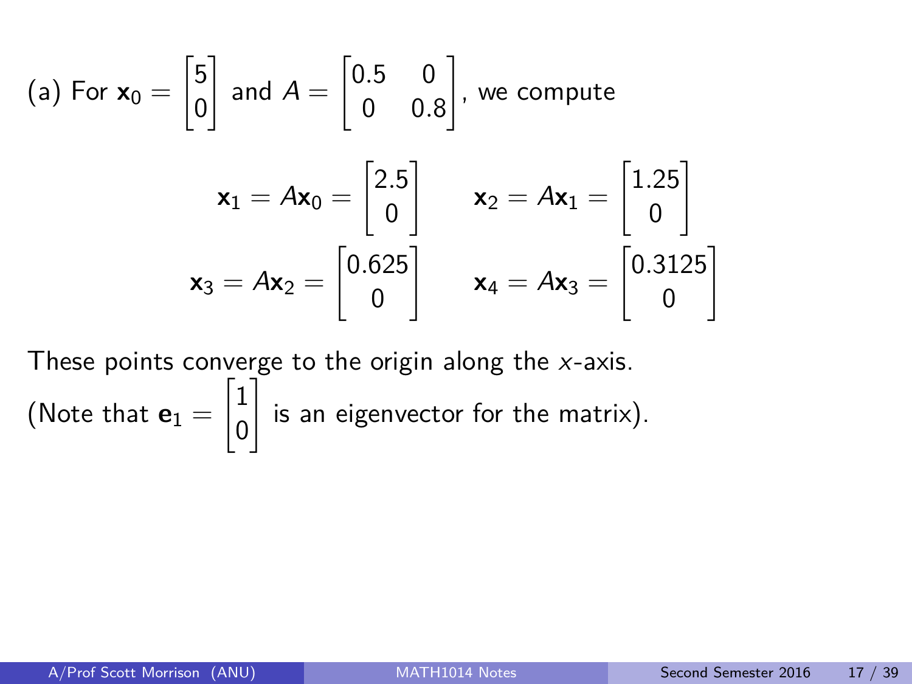(a) For $\mathbf{x}_0 = \begin{bmatrix} 5 \\ 0 \end{bmatrix}$ and $A = \begin{bmatrix} 0.5 & 0 \\ 0 & 0.8 \end{bmatrix}$, we compute

$$\mathbf{x}_1 = A\mathbf{x}_0 = \begin{bmatrix} 2.5 \\ 0 \end{bmatrix} \qquad \mathbf{x}_2 = A\mathbf{x}_1 = \begin{bmatrix} 1.25 \\ 0 \end{bmatrix}$$

$$\mathbf{x}_3 = A\mathbf{x}_2 = \begin{bmatrix} 0.625 \\ 0 \end{bmatrix} \qquad \mathbf{x}_4 = A\mathbf{x}_3 = \begin{bmatrix} 0.3125 \\ 0 \end{bmatrix}$$

These points converge to the origin along the $x$-axis.

(Note that $\mathbf{e}_1 = \begin{bmatrix} 1 \\ 0 \end{bmatrix}$ is an eigenvector for the matrix).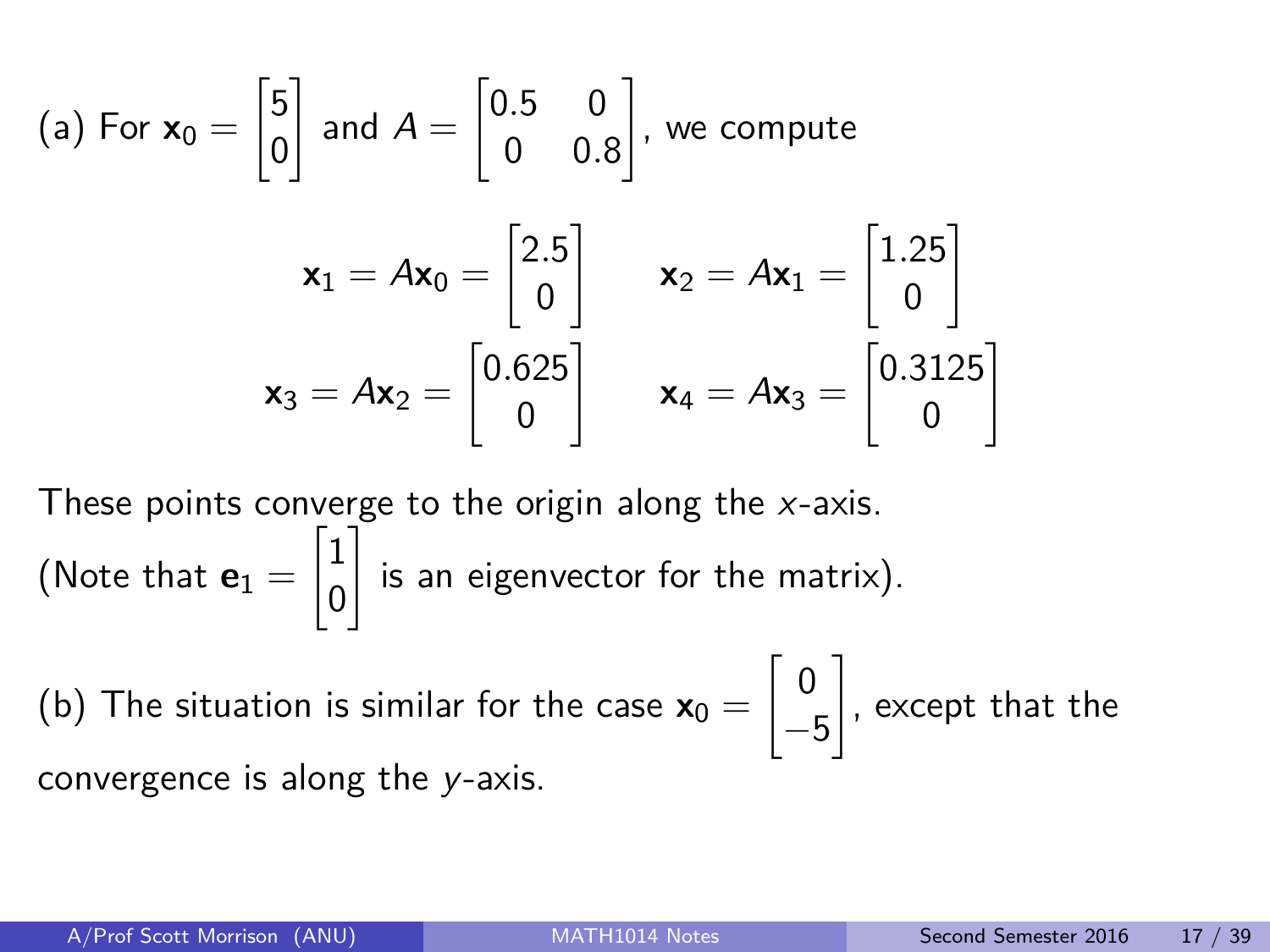(a) For $\mathbf{x}_0 = \begin{bmatrix} 5 \\ 0 \end{bmatrix}$ and $A = \begin{bmatrix} 0.5 & 0 \\ 0 & 0.8 \end{bmatrix}$, we compute

$$\mathbf{x}_1 = A\mathbf{x}_0 = \begin{bmatrix} 2.5 \\ 0 \end{bmatrix} \qquad \mathbf{x}_2 = A\mathbf{x}_1 = \begin{bmatrix} 1.25 \\ 0 \end{bmatrix}$$

$$\mathbf{x}_3 = A\mathbf{x}_2 = \begin{bmatrix} 0.625 \\ 0 \end{bmatrix} \qquad \mathbf{x}_4 = A\mathbf{x}_3 = \begin{bmatrix} 0.3125 \\ 0 \end{bmatrix}$$

These points converge to the origin along the $x$-axis.
(Note that $\mathbf{e}_1 = \begin{bmatrix} 1 \\ 0 \end{bmatrix}$ is an eigenvector for the matrix).

(b) The situation is similar for the case $\mathbf{x}_0 = \begin{bmatrix} 0 \\ -5 \end{bmatrix}$, except that the convergence is along the $y$-axis.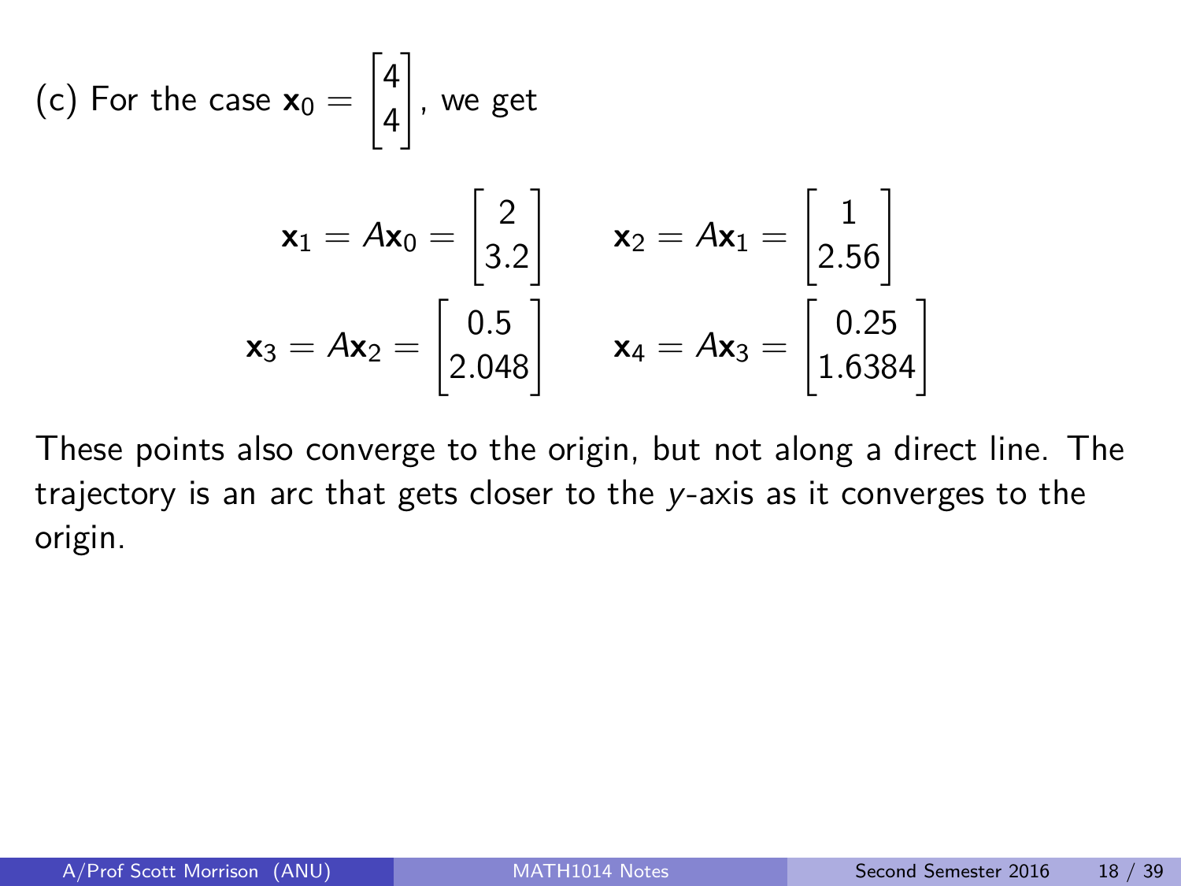(c) For the case $\mathbf{x}_0 = \begin{bmatrix} 4 \\ 4 \end{bmatrix}$, we get

$$\mathbf{x}_1 = A\mathbf{x}_0 = \begin{bmatrix} 2 \\ 3.2 \end{bmatrix} \qquad \mathbf{x}_2 = A\mathbf{x}_1 = \begin{bmatrix} 1 \\ 2.56 \end{bmatrix}$$

$$\mathbf{x}_3 = A\mathbf{x}_2 = \begin{bmatrix} 0.5 \\ 2.048 \end{bmatrix} \qquad \mathbf{x}_4 = A\mathbf{x}_3 = \begin{bmatrix} 0.25 \\ 1.6384 \end{bmatrix}$$

These points also converge to the origin, but not along a direct line. The trajectory is an arc that gets closer to the $y$-axis as it converges to the origin.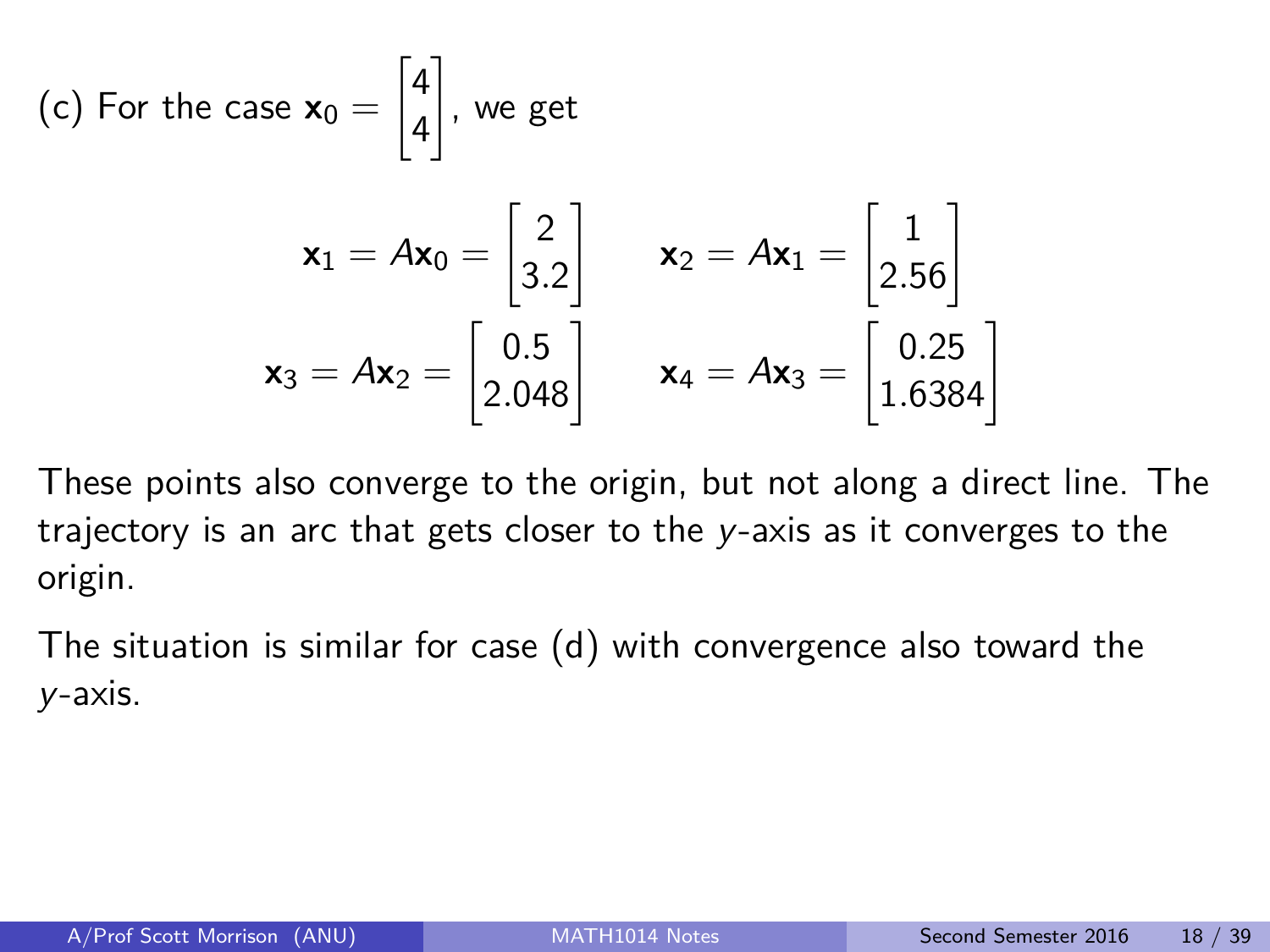(c) For the case $\mathbf{x}_0 = \begin{bmatrix} 4 \\ 4 \end{bmatrix}$, we get

$$\mathbf{x}_1 = A\mathbf{x}_0 = \begin{bmatrix} 2 \\ 3.2 \end{bmatrix} \qquad \mathbf{x}_2 = A\mathbf{x}_1 = \begin{bmatrix} 1 \\ 2.56 \end{bmatrix}$$

$$\mathbf{x}_3 = A\mathbf{x}_2 = \begin{bmatrix} 0.5 \\ 2.048 \end{bmatrix} \qquad \mathbf{x}_4 = A\mathbf{x}_3 = \begin{bmatrix} 0.25 \\ 1.6384 \end{bmatrix}$$

These points also converge to the origin, but not along a direct line. The trajectory is an arc that gets closer to the $y$-axis as it converges to the origin.

The situation is similar for case (d) with convergence also toward the $y$-axis.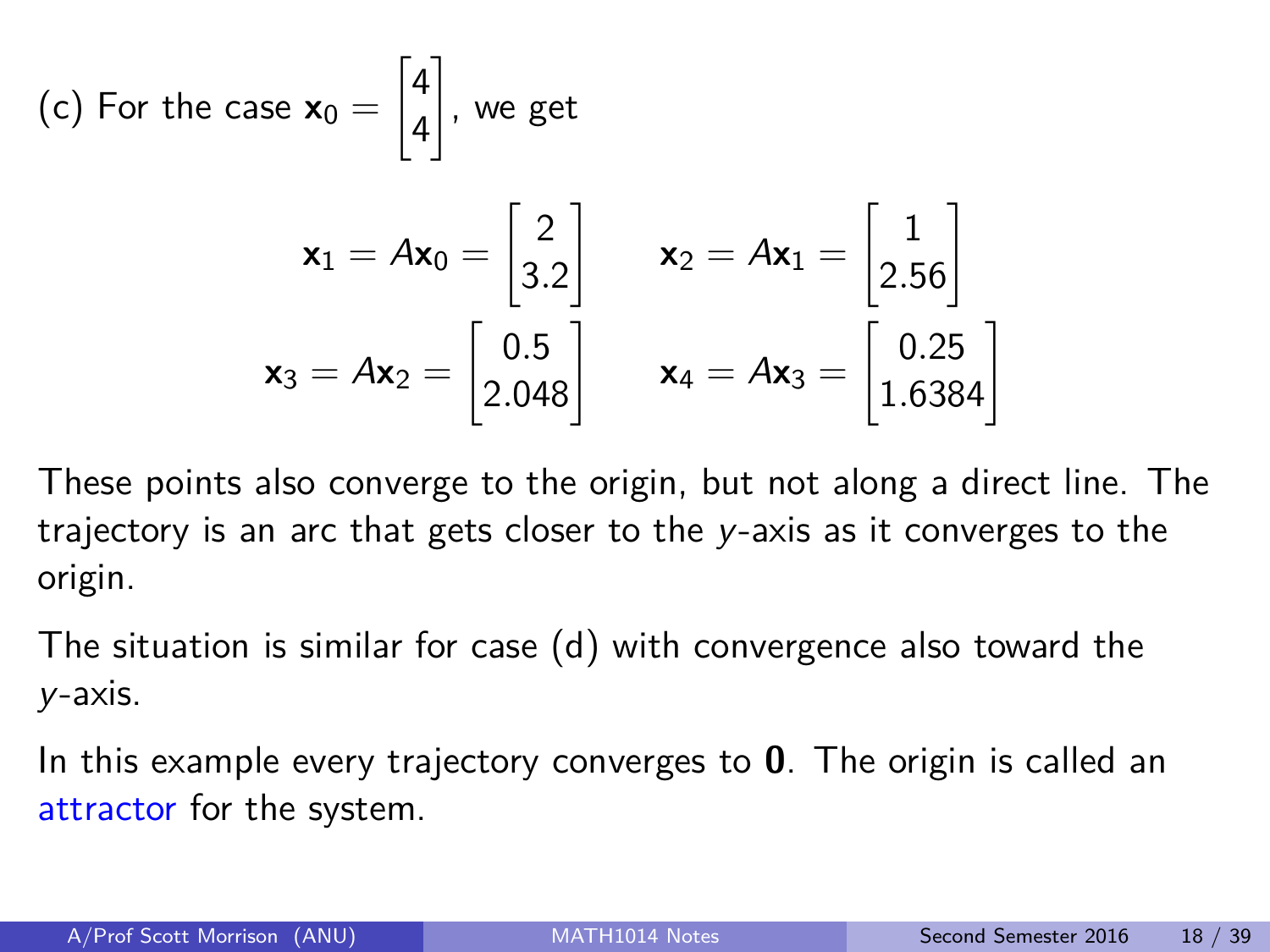(c) For the case $\mathbf{x}_0 = \begin{bmatrix} 4 \\ 4 \end{bmatrix}$, we get

$$\mathbf{x}_1 = A\mathbf{x}_0 = \begin{bmatrix} 2 \\ 3.2 \end{bmatrix} \qquad \mathbf{x}_2 = A\mathbf{x}_1 = \begin{bmatrix} 1 \\ 2.56 \end{bmatrix}$$

$$\mathbf{x}_3 = A\mathbf{x}_2 = \begin{bmatrix} 0.5 \\ 2.048 \end{bmatrix} \qquad \mathbf{x}_4 = A\mathbf{x}_3 = \begin{bmatrix} 0.25 \\ 1.6384 \end{bmatrix}$$

These points also converge to the origin, but not along a direct line. The trajectory is an arc that gets closer to the $y$-axis as it converges to the origin.

The situation is similar for case (d) with convergence also toward the $y$-axis.

In this example every trajectory converges to $\mathbf{0}$. The origin is called an attractor for the system.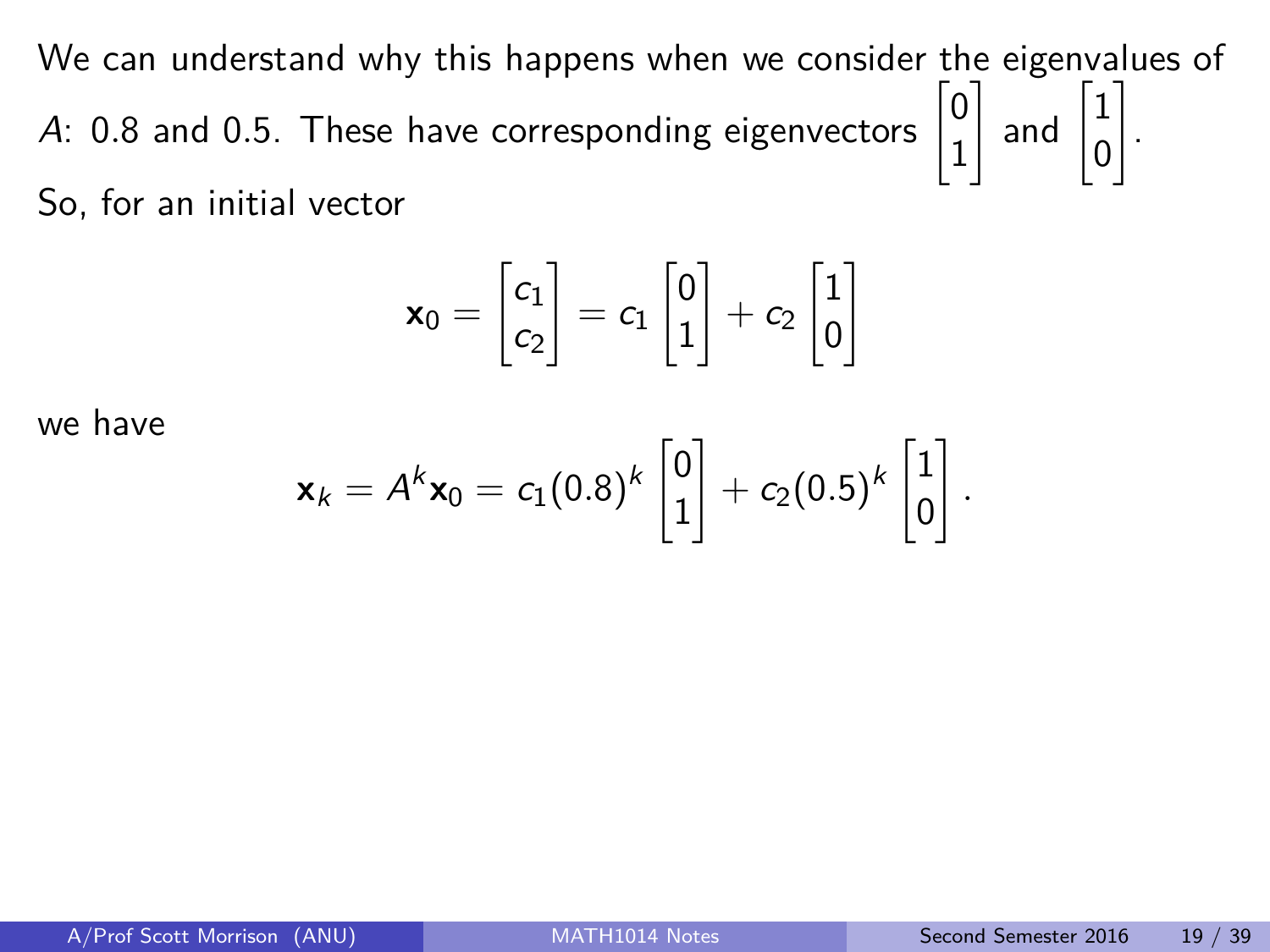We can understand why this happens when we consider the eigenvalues of $A$: 0.8 and 0.5. These have corresponding eigenvectors $\begin{bmatrix} 0 \\ 1 \end{bmatrix}$ and $\begin{bmatrix} 1 \\ 0 \end{bmatrix}$.

So, for an initial vector

$$\mathbf{x}_0 = \begin{bmatrix} c_1 \\ c_2 \end{bmatrix} = c_1 \begin{bmatrix} 0 \\ 1 \end{bmatrix} + c_2 \begin{bmatrix} 1 \\ 0 \end{bmatrix}$$

we have

$$\mathbf{x}_k = A^k \mathbf{x}_0 = c_1 (0.8)^k \begin{bmatrix} 0 \\ 1 \end{bmatrix} + c_2 (0.5)^k \begin{bmatrix} 1 \\ 0 \end{bmatrix}.$$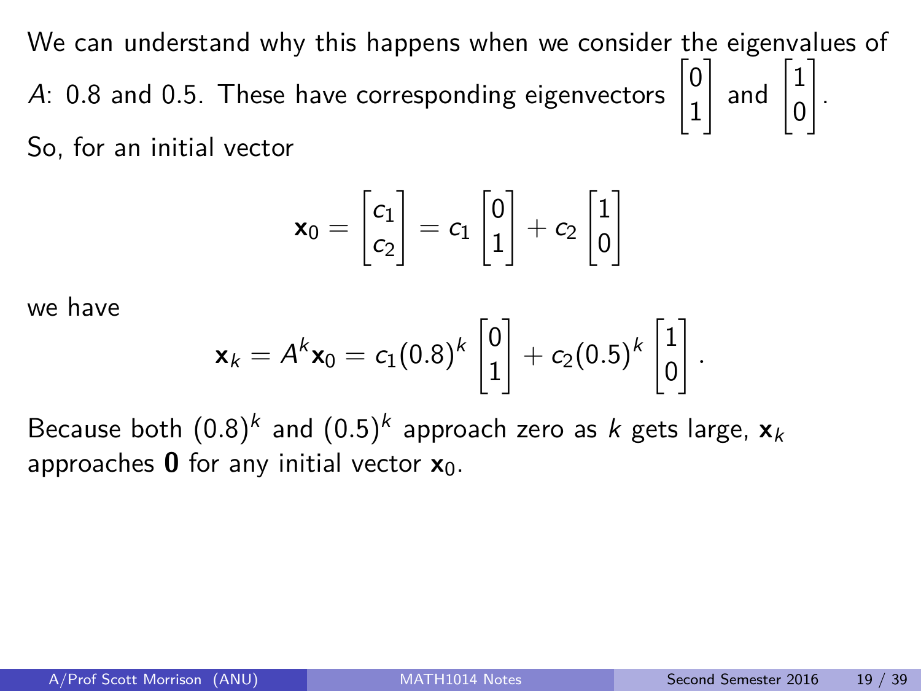We can understand why this happens when we consider the eigenvalues of $A$: 0.8 and 0.5. These have corresponding eigenvectors $\begin{bmatrix} 0 \\ 1 \end{bmatrix}$ and $\begin{bmatrix} 1 \\ 0 \end{bmatrix}$.

So, for an initial vector

$$\mathbf{x}_0 = \begin{bmatrix} c_1 \\ c_2 \end{bmatrix} = c_1 \begin{bmatrix} 0 \\ 1 \end{bmatrix} + c_2 \begin{bmatrix} 1 \\ 0 \end{bmatrix}$$

we have

$$\mathbf{x}_k = A^k \mathbf{x}_0 = c_1 (0.8)^k \begin{bmatrix} 0 \\ 1 \end{bmatrix} + c_2 (0.5)^k \begin{bmatrix} 1 \\ 0 \end{bmatrix}.$$

Because both $(0.8)^k$ and $(0.5)^k$ approach zero as $k$ gets large, $\mathbf{x}_k$ approaches $\mathbf{0}$ for any initial vector $\mathbf{x}_0$.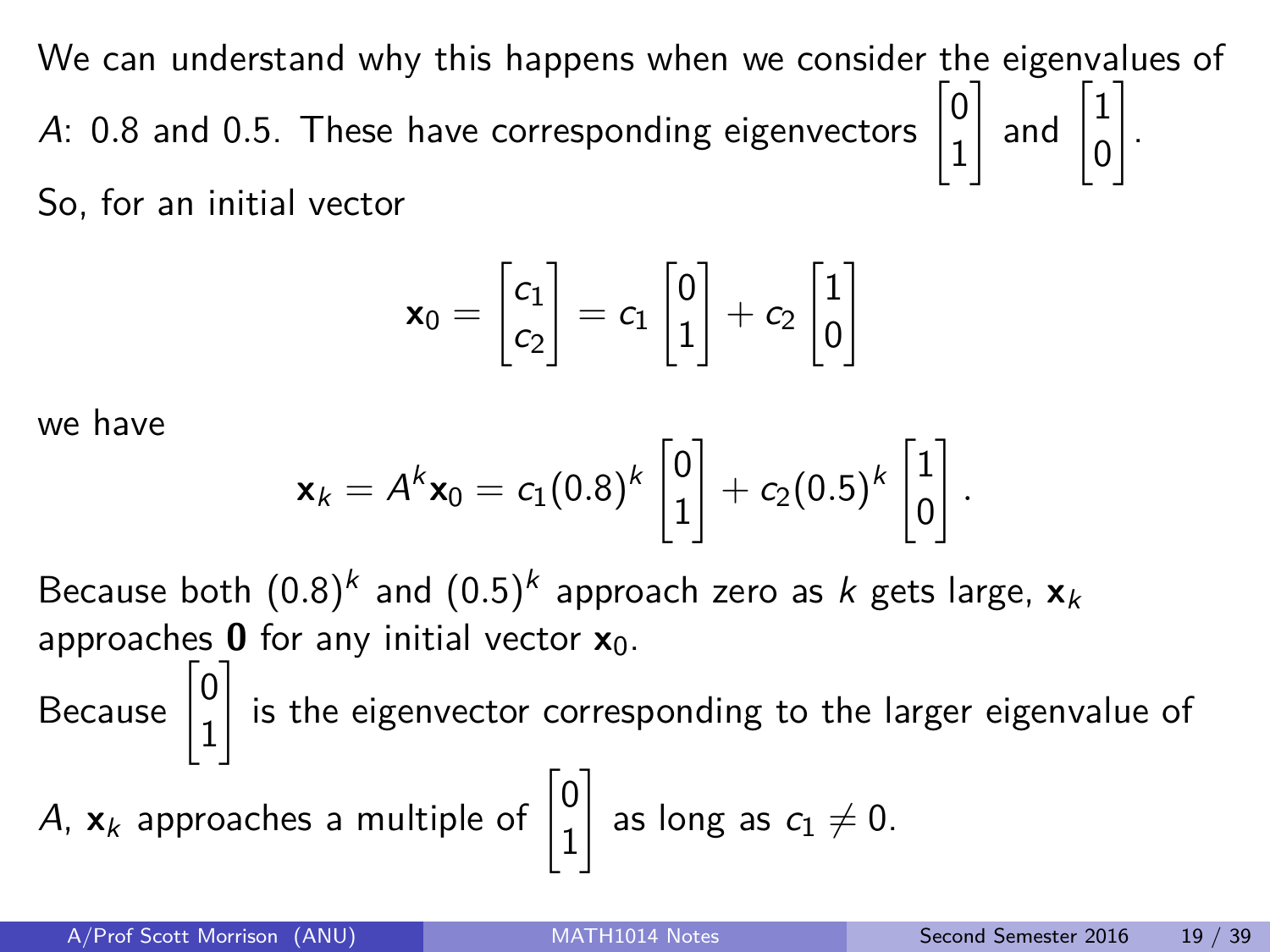We can understand why this happens when we consider the eigenvalues of $A$: 0.8 and 0.5. These have corresponding eigenvectors $\begin{bmatrix} 0 \\ 1 \end{bmatrix}$ and $\begin{bmatrix} 1 \\ 0 \end{bmatrix}$.

So, for an initial vector

$$\mathbf{x}_0 = \begin{bmatrix} c_1 \\ c_2 \end{bmatrix} = c_1 \begin{bmatrix} 0 \\ 1 \end{bmatrix} + c_2 \begin{bmatrix} 1 \\ 0 \end{bmatrix}$$

we have

$$\mathbf{x}_k = A^k \mathbf{x}_0 = c_1 (0.8)^k \begin{bmatrix} 0 \\ 1 \end{bmatrix} + c_2 (0.5)^k \begin{bmatrix} 1 \\ 0 \end{bmatrix}.$$

Because both $(0.8)^k$ and $(0.5)^k$ approach zero as $k$ gets large, $\mathbf{x}_k$ approaches $\mathbf{0}$ for any initial vector $\mathbf{x}_0$.

Because $\begin{bmatrix} 0 \\ 1 \end{bmatrix}$ is the eigenvector corresponding to the larger eigenvalue of $A$, $\mathbf{x}_k$ approaches a multiple of $\begin{bmatrix} 0 \\ 1 \end{bmatrix}$ as long as $c_1 \neq 0$.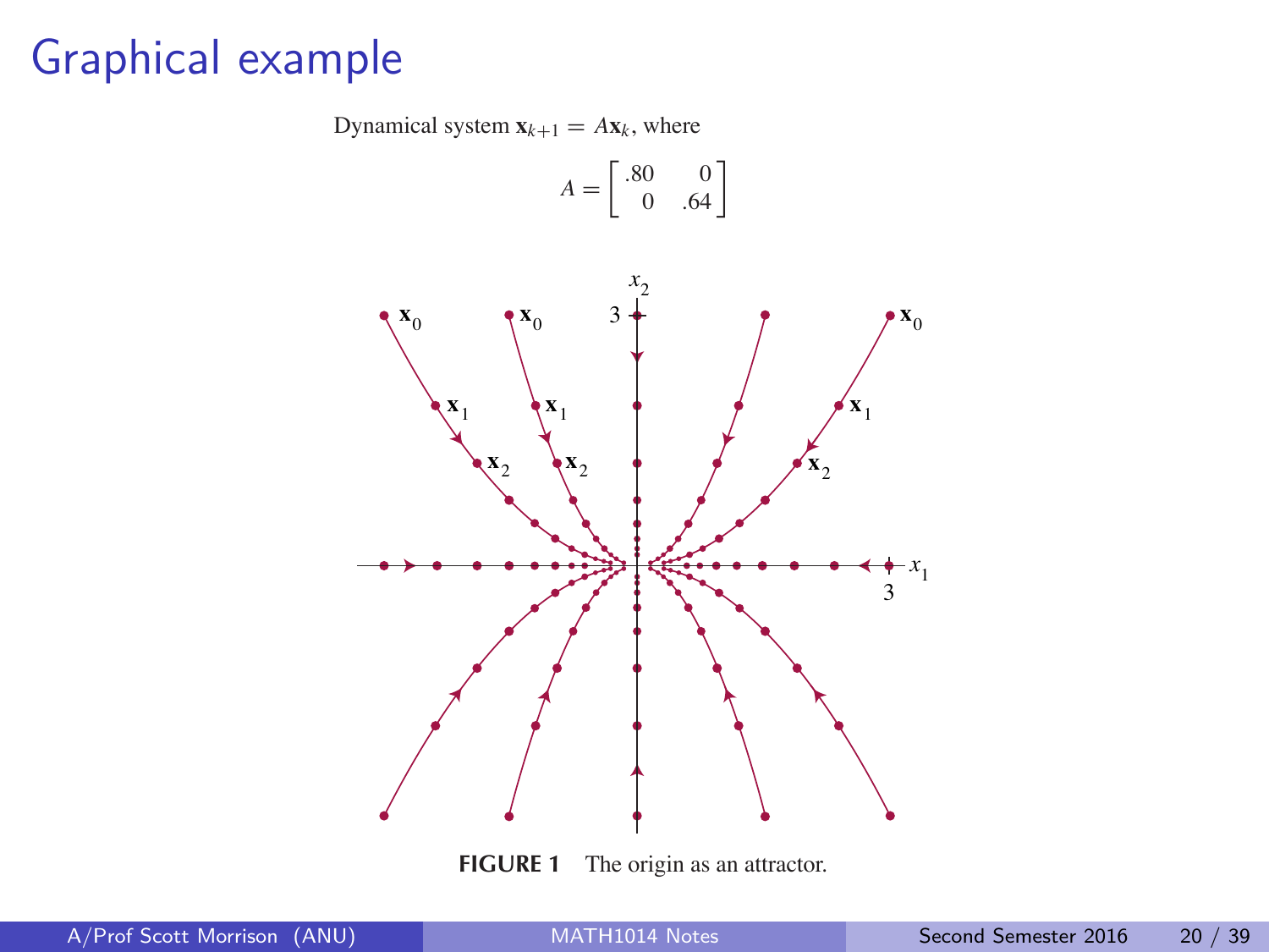# Graphical example

Dynamical system $\mathbf{x}_{k+1} = A\mathbf{x}_k$, where

$$A = \begin{bmatrix} .80 & 0 \\ 0 & .64 \end{bmatrix}$$

**FIGURE 1** The origin as an attractor.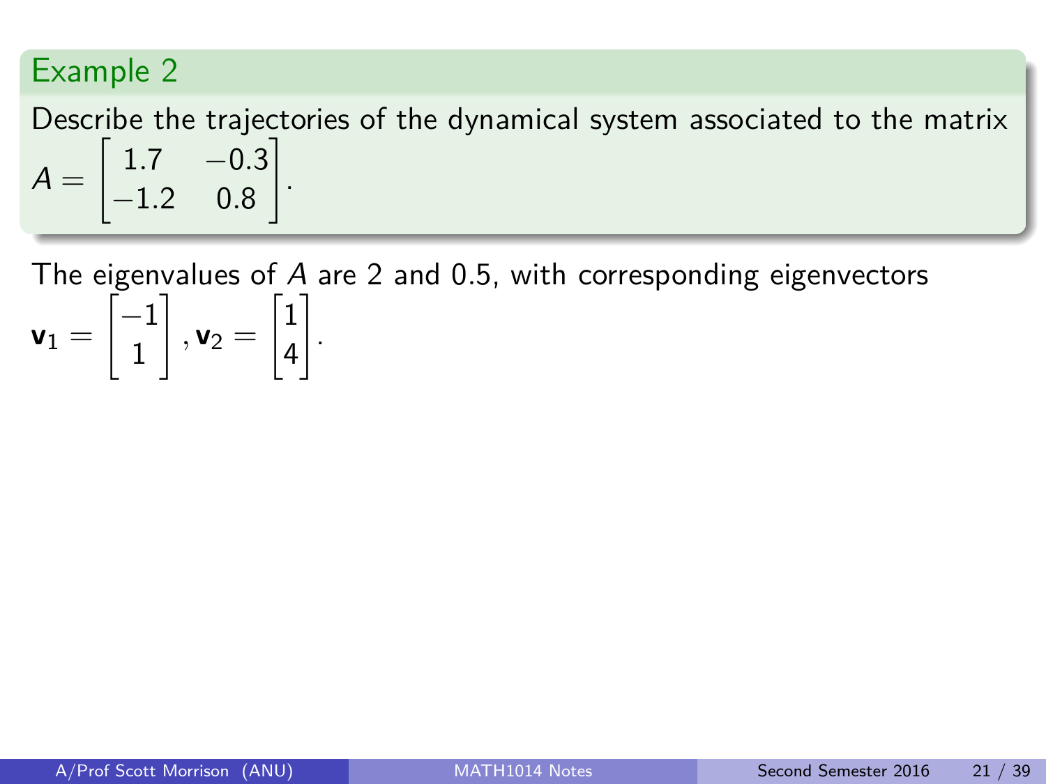## Example 2

Describe the trajectories of the dynamical system associated to the matrix $A = \begin{bmatrix} 1.7 & -0.3 \\ -1.2 & 0.8 \end{bmatrix}$.

The eigenvalues of $A$ are 2 and 0.5, with corresponding eigenvectors $\mathbf{v}_1 = \begin{bmatrix} -1 \\ 1 \end{bmatrix}, \mathbf{v}_2 = \begin{bmatrix} 1 \\ 4 \end{bmatrix}$.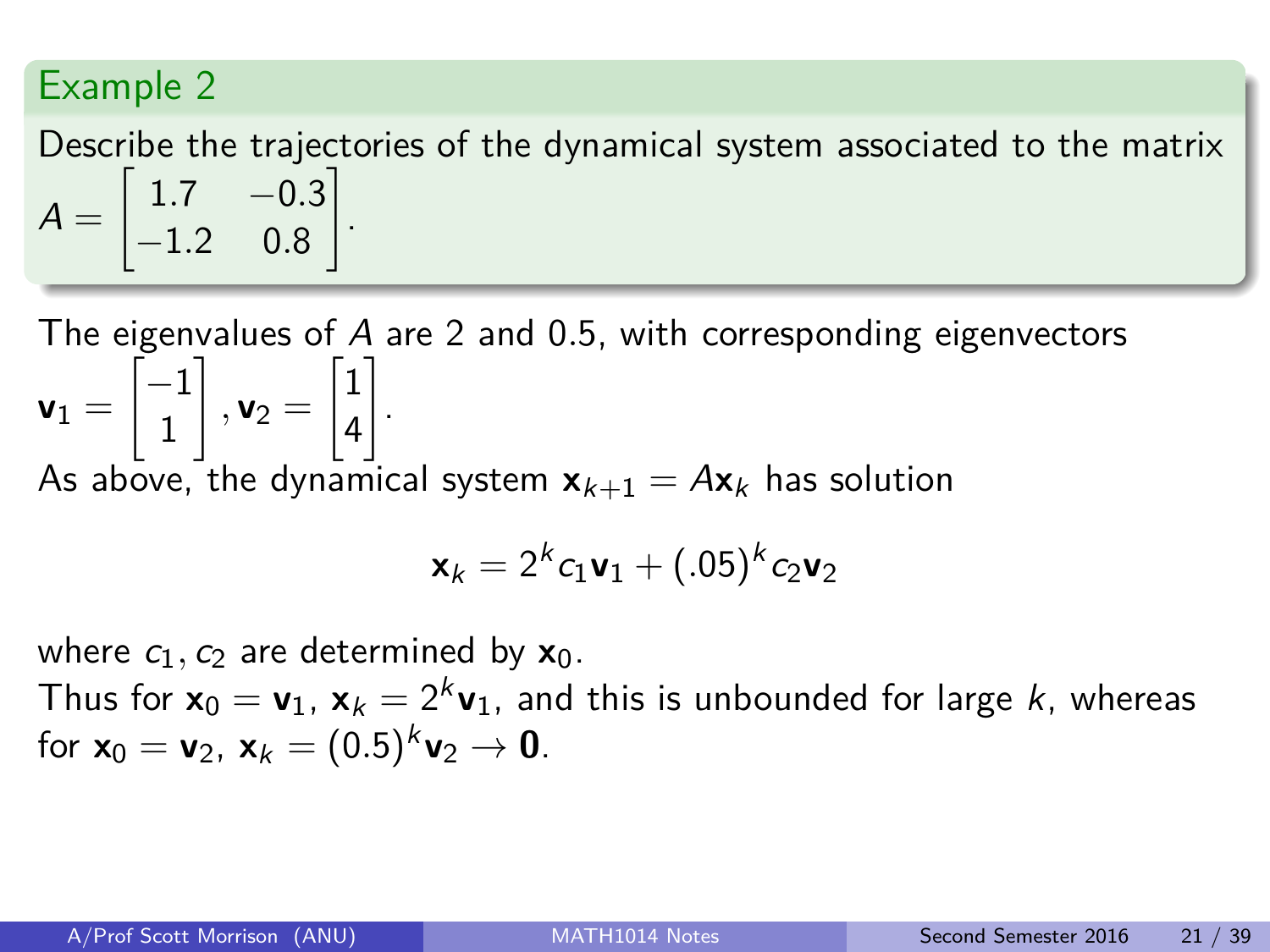## Example 2

Describe the trajectories of the dynamical system associated to the matrix $A = \begin{bmatrix} 1.7 & -0.3 \\ -1.2 & 0.8 \end{bmatrix}$.

The eigenvalues of $A$ are 2 and 0.5, with corresponding eigenvectors $\mathbf{v}_1 = \begin{bmatrix} -1 \\ 1 \end{bmatrix}, \mathbf{v}_2 = \begin{bmatrix} 1 \\ 4 \end{bmatrix}$.

As above, the dynamical system $\mathbf{x}_{k+1} = A\mathbf{x}_k$ has solution

$$\mathbf{x}_k = 2^k c_1 \mathbf{v}_1 + (.05)^k c_2 \mathbf{v}_2$$

where $c_1, c_2$ are determined by $\mathbf{x}_0$.

Thus for $\mathbf{x}_0 = \mathbf{v}_1$, $\mathbf{x}_k = 2^k \mathbf{v}_1$, and this is unbounded for large $k$, whereas for $\mathbf{x}_0 = \mathbf{v}_2$, $\mathbf{x}_k = (0.5)^k \mathbf{v}_2 \to \mathbf{0}$.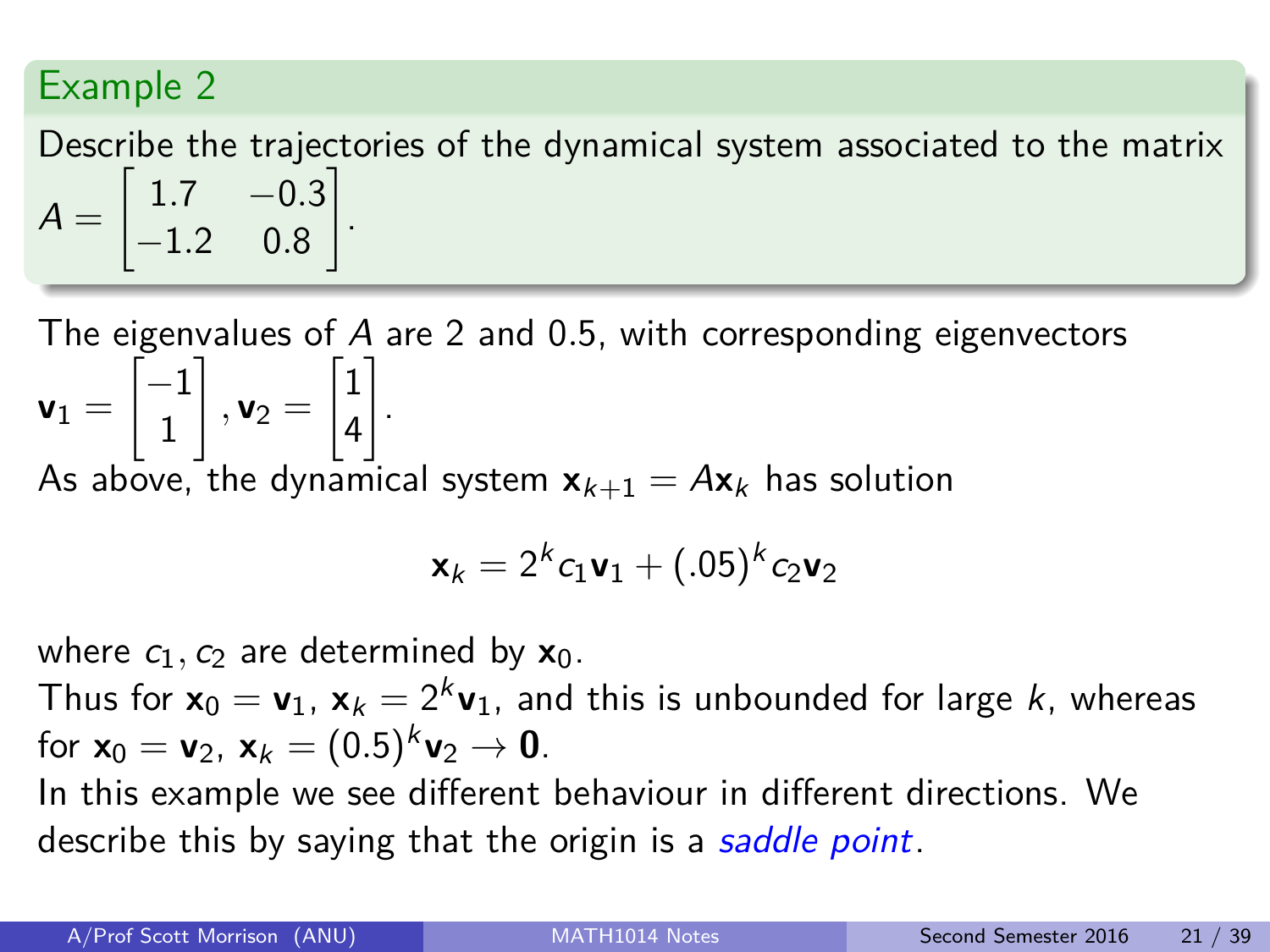## Example 2

Describe the trajectories of the dynamical system associated to the matrix $A = \begin{bmatrix} 1.7 & -0.3 \\ -1.2 & 0.8 \end{bmatrix}$.

The eigenvalues of $A$ are 2 and 0.5, with corresponding eigenvectors $\mathbf{v}_1 = \begin{bmatrix} -1 \\ 1 \end{bmatrix}, \mathbf{v}_2 = \begin{bmatrix} 1 \\ 4 \end{bmatrix}$.

As above, the dynamical system $\mathbf{x}_{k+1} = A\mathbf{x}_k$ has solution

$$\mathbf{x}_k = 2^k c_1 \mathbf{v}_1 + (.05)^k c_2 \mathbf{v}_2$$

where $c_1, c_2$ are determined by $\mathbf{x}_0$.

Thus for $\mathbf{x}_0 = \mathbf{v}_1$, $\mathbf{x}_k = 2^k \mathbf{v}_1$, and this is unbounded for large $k$, whereas for $\mathbf{x}_0 = \mathbf{v}_2$, $\mathbf{x}_k = (0.5)^k \mathbf{v}_2 \to \mathbf{0}$.

In this example we see different behaviour in different directions. We describe this by saying that the origin is a *saddle point*.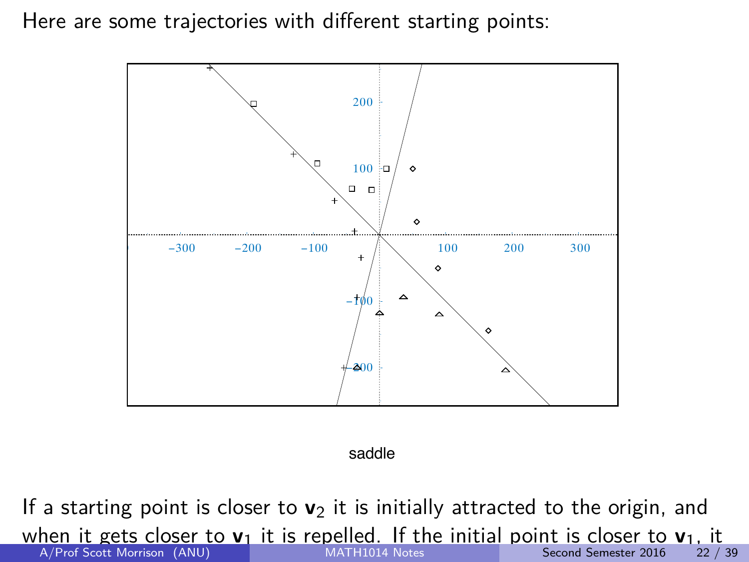Here are some trajectories with different starting points:

saddle

If a starting point is closer to $\mathbf{v}_2$ it is initially attracted to the origin, and when it gets closer to $\mathbf{v}_1$ it is repelled. If the initial point is closer to $\mathbf{v}_1$, it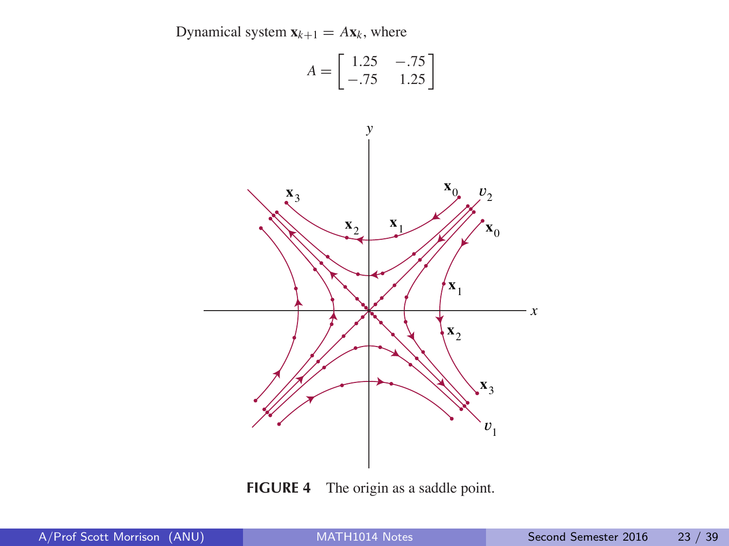Dynamical system $\mathbf{x}_{k+1} = A\mathbf{x}_k$, where

$$A = \begin{bmatrix} 1.25 & -.75 \\ -.75 & 1.25 \end{bmatrix}$$

**FIGURE 4** The origin as a saddle point.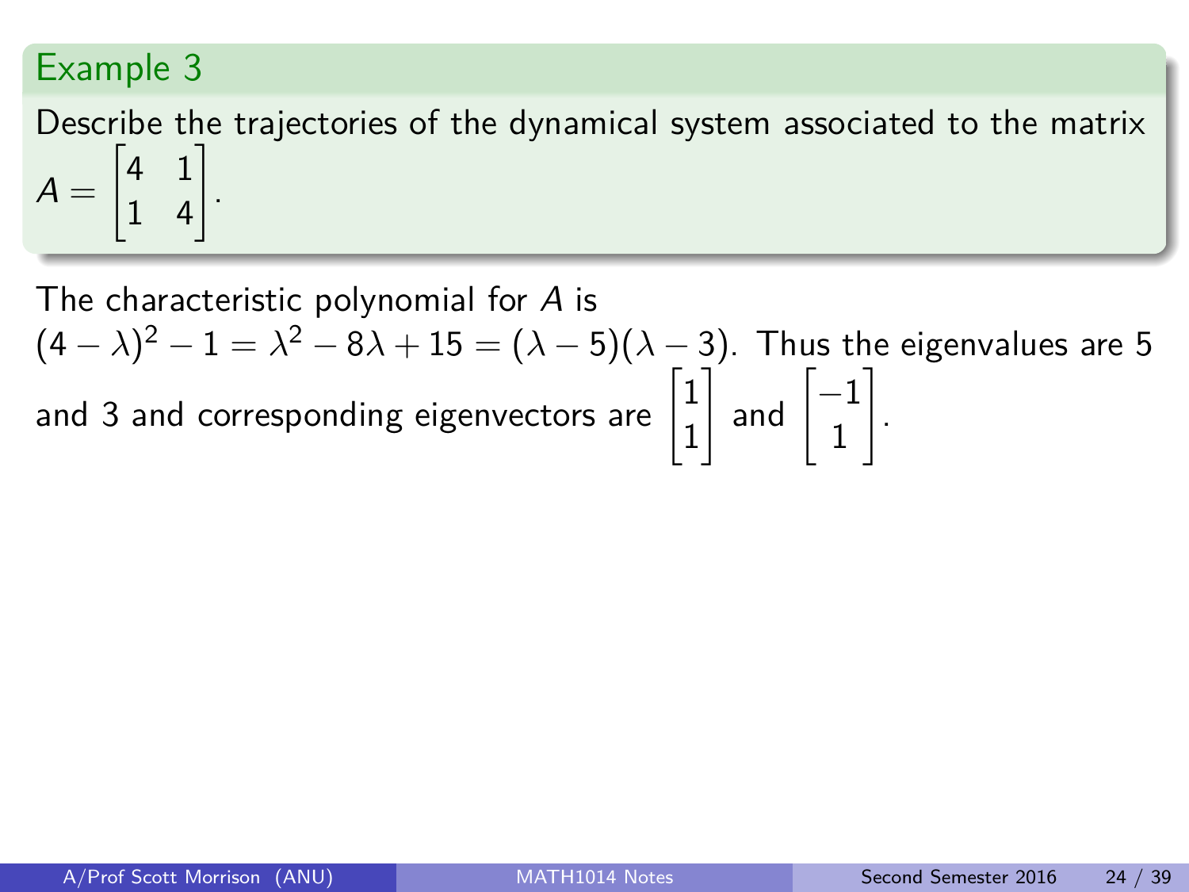## Example 3

Describe the trajectories of the dynamical system associated to the matrix $A = \begin{bmatrix} 4 & 1 \\ 1 & 4 \end{bmatrix}$.

The characteristic polynomial for $A$ is $(4-\lambda)^2 - 1 = \lambda^2 - 8\lambda + 15 = (\lambda - 5)(\lambda - 3)$. Thus the eigenvalues are 5 and 3 and corresponding eigenvectors are $\begin{bmatrix} 1 \\ 1 \end{bmatrix}$ and $\begin{bmatrix} -1 \\ 1 \end{bmatrix}$.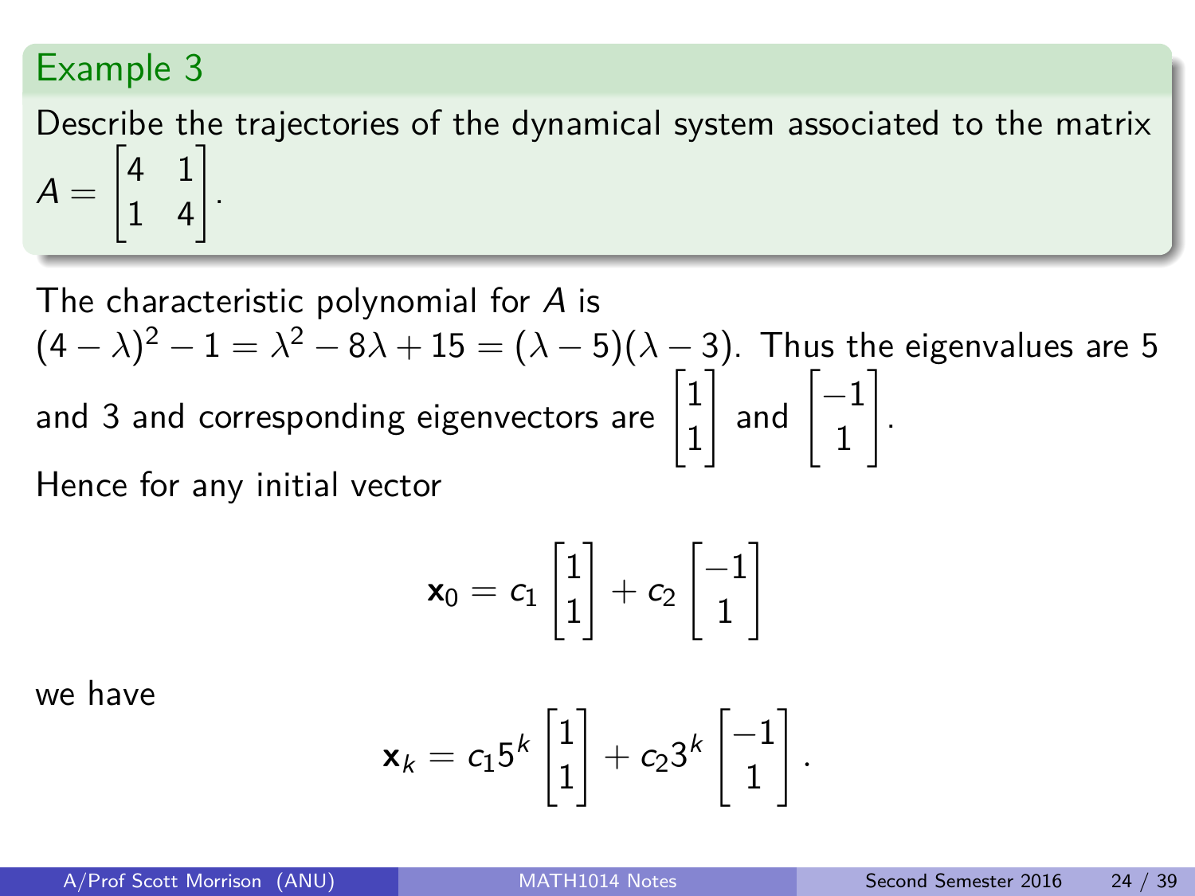## Example 3

Describe the trajectories of the dynamical system associated to the matrix $A = \begin{bmatrix} 4 & 1 \\ 1 & 4 \end{bmatrix}$.

The characteristic polynomial for $A$ is $(4 - \lambda)^2 - 1 = \lambda^2 - 8\lambda + 15 = (\lambda - 5)(\lambda - 3)$. Thus the eigenvalues are 5 and 3 and corresponding eigenvectors are $\begin{bmatrix} 1 \\ 1 \end{bmatrix}$ and $\begin{bmatrix} -1 \\ 1 \end{bmatrix}$.

Hence for any initial vector

$$\mathbf{x}_0 = c_1 \begin{bmatrix} 1 \\ 1 \end{bmatrix} + c_2 \begin{bmatrix} -1 \\ 1 \end{bmatrix}$$

we have

$$\mathbf{x}_k = c_1 5^k \begin{bmatrix} 1 \\ 1 \end{bmatrix} + c_2 3^k \begin{bmatrix} -1 \\ 1 \end{bmatrix}.$$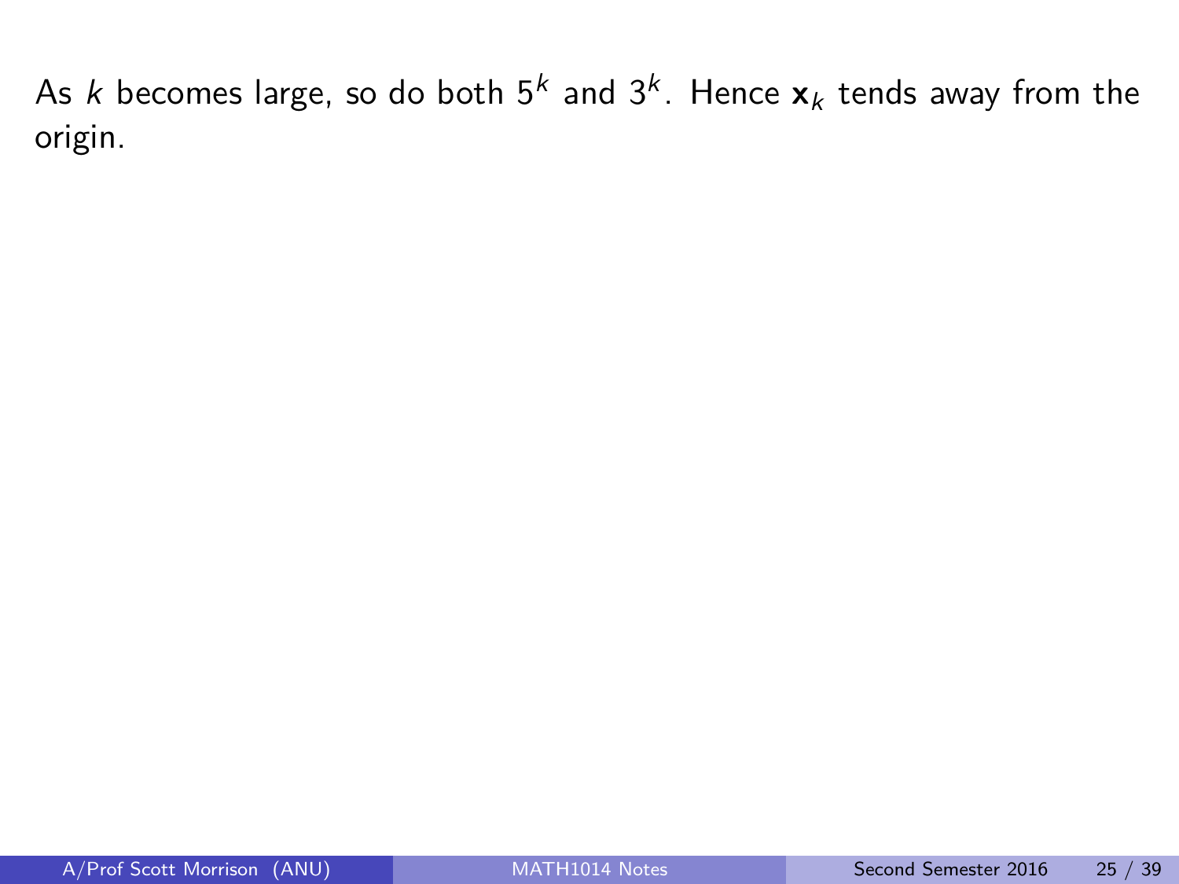As $k$ becomes large, so do both $5^k$ and $3^k$. Hence $\mathbf{x}_k$ tends away from the origin.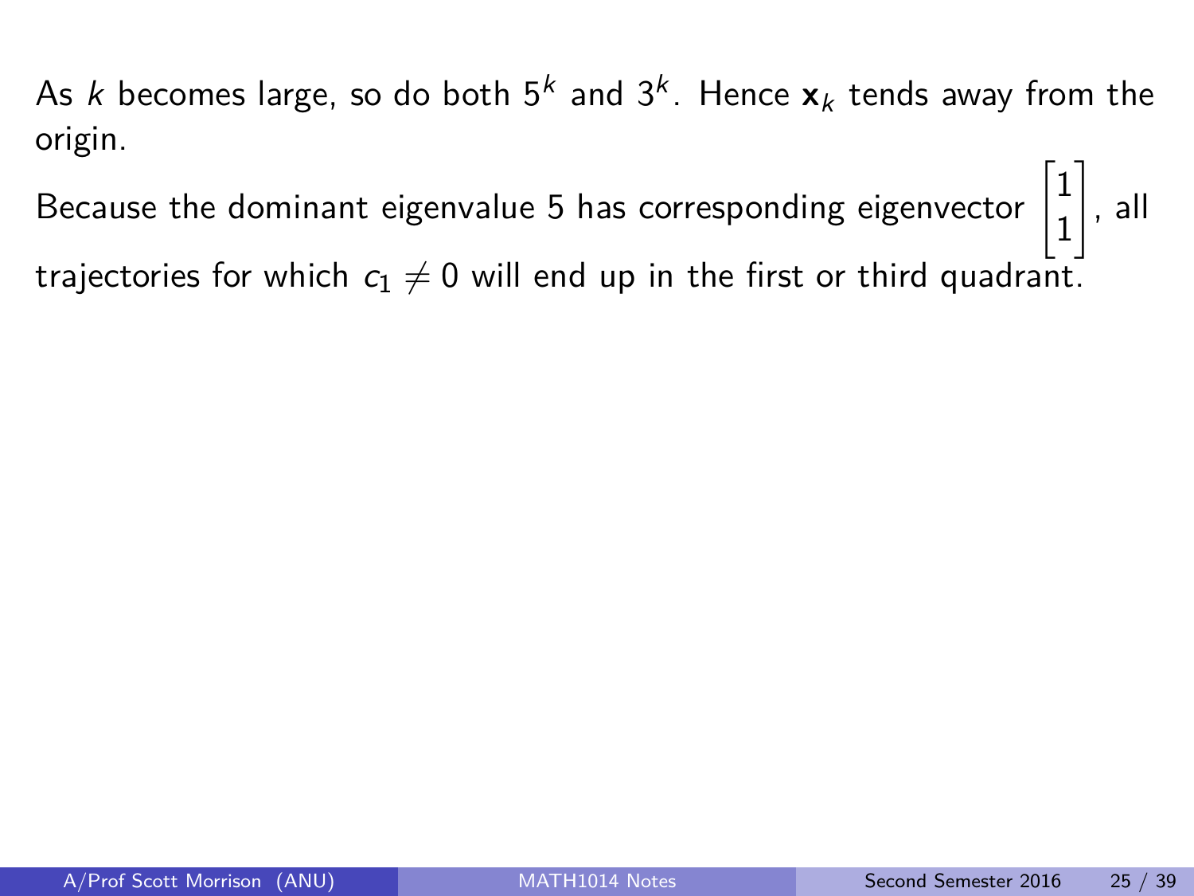As $k$ becomes large, so do both $5^k$ and $3^k$. Hence $\mathbf{x}_k$ tends away from the origin.

Because the dominant eigenvalue 5 has corresponding eigenvector $\begin{bmatrix} 1 \\ 1 \end{bmatrix}$, all trajectories for which $c_1 \neq 0$ will end up in the first or third quadrant.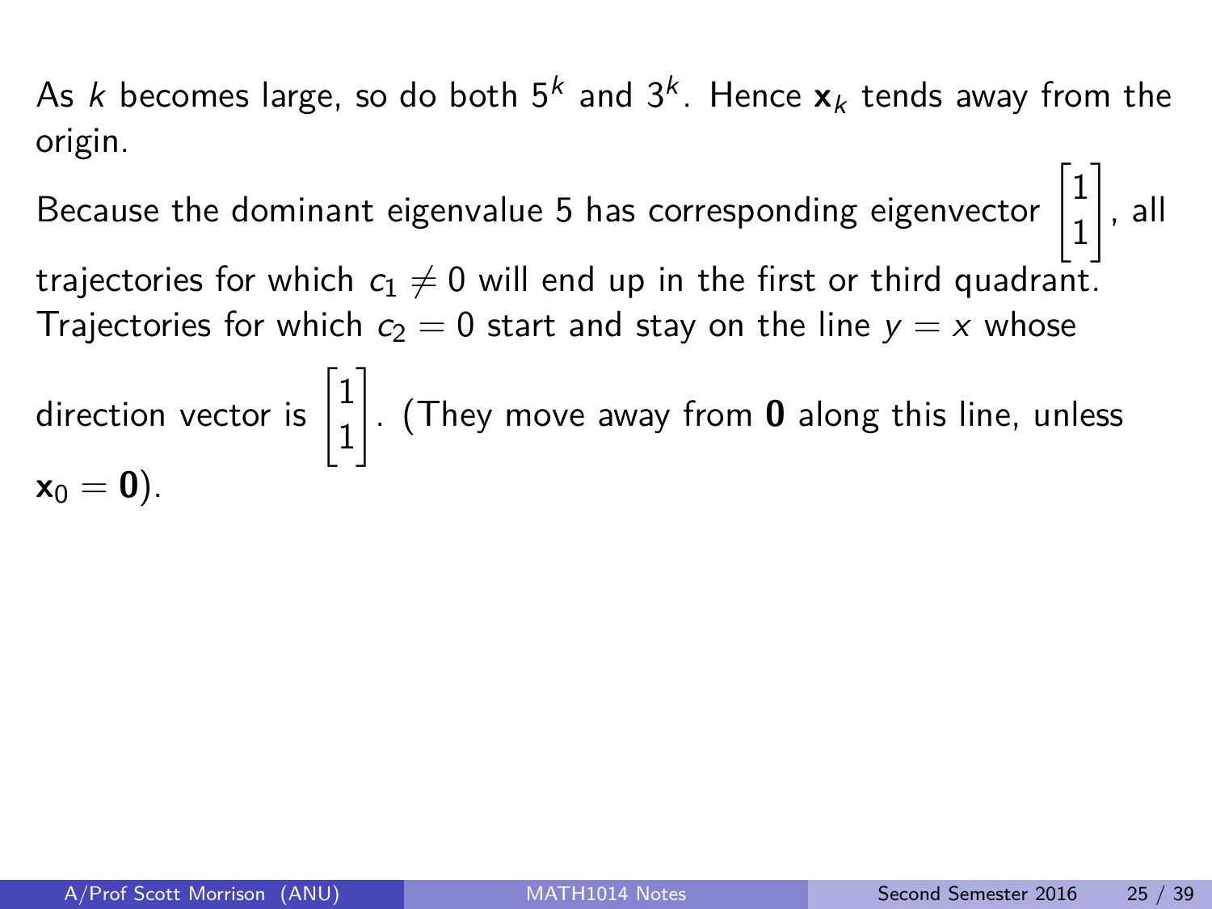As $k$ becomes large, so do both $5^k$ and $3^k$. Hence $\mathbf{x}_k$ tends away from the origin.

Because the dominant eigenvalue 5 has corresponding eigenvector $\begin{bmatrix} 1 \\ 1 \end{bmatrix}$, all trajectories for which $c_1 \neq 0$ will end up in the first or third quadrant. Trajectories for which $c_2 = 0$ start and stay on the line $y = x$ whose direction vector is $\begin{bmatrix} 1 \\ 1 \end{bmatrix}$. (They move away from $\mathbf{0}$ along this line, unless $\mathbf{x}_0 = \mathbf{0}$).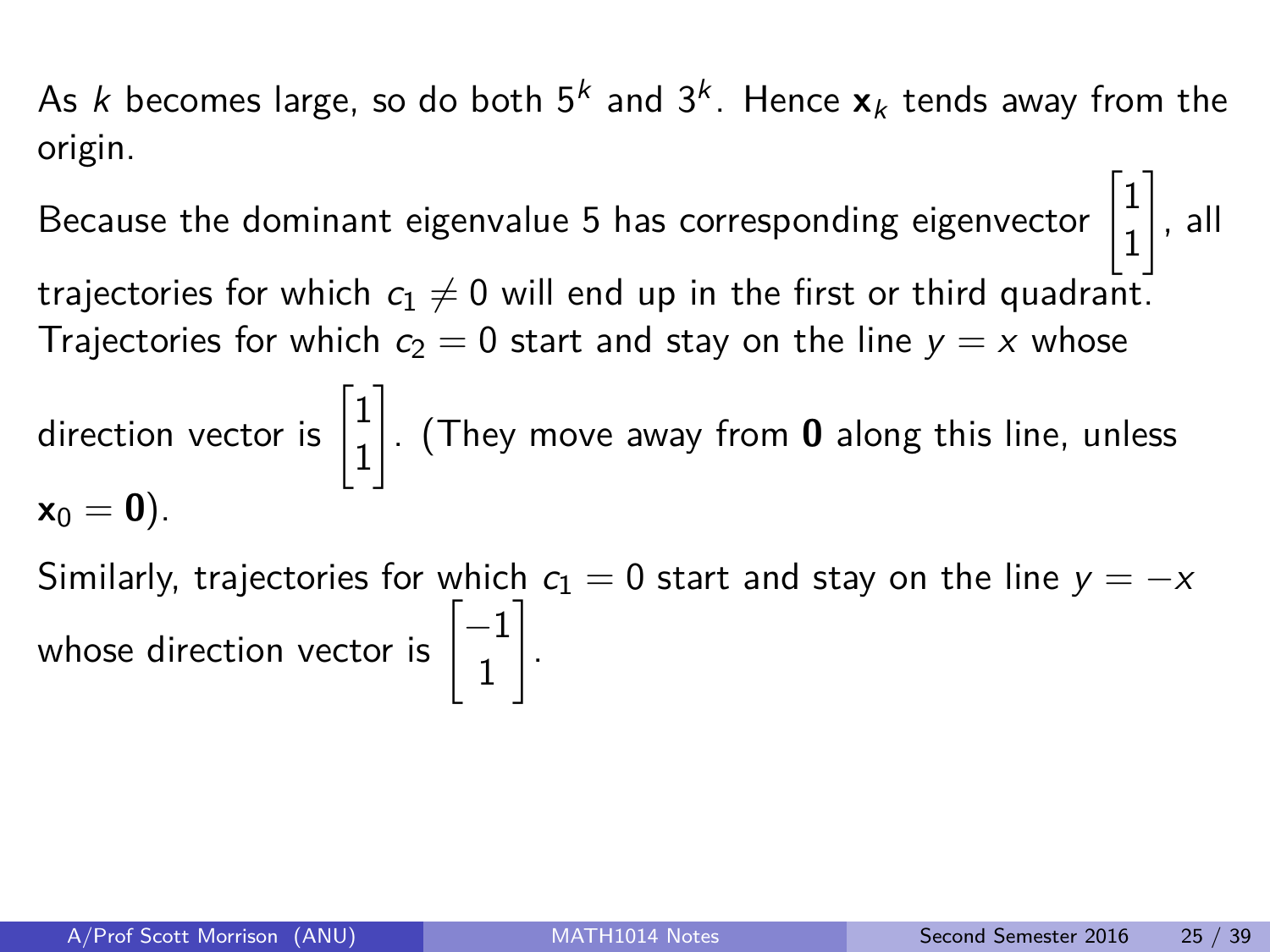As $k$ becomes large, so do both $5^k$ and $3^k$. Hence $\mathbf{x}_k$ tends away from the origin.

Because the dominant eigenvalue 5 has corresponding eigenvector $\begin{bmatrix} 1 \\ 1 \end{bmatrix}$, all trajectories for which $c_1 \neq 0$ will end up in the first or third quadrant. Trajectories for which $c_2 = 0$ start and stay on the line $y = x$ whose direction vector is $\begin{bmatrix} 1 \\ 1 \end{bmatrix}$. (They move away from $\mathbf{0}$ along this line, unless $\mathbf{x}_0 = \mathbf{0}$).

Similarly, trajectories for which $c_1 = 0$ start and stay on the line $y = -x$ whose direction vector is $\begin{bmatrix} -1 \\ 1 \end{bmatrix}$.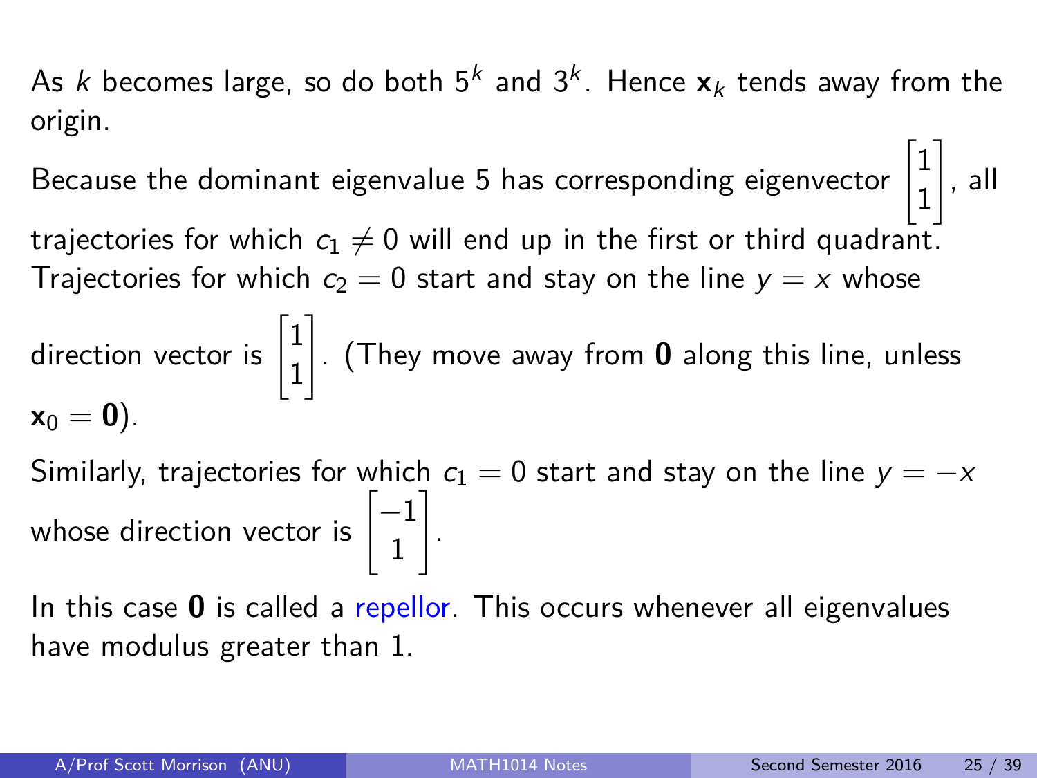As $k$ becomes large, so do both $5^k$ and $3^k$. Hence $\mathbf{x}_k$ tends away from the origin.

Because the dominant eigenvalue 5 has corresponding eigenvector $\begin{bmatrix} 1 \\ 1 \end{bmatrix}$, all trajectories for which $c_1 \neq 0$ will end up in the first or third quadrant. Trajectories for which $c_2 = 0$ start and stay on the line $y = x$ whose direction vector is $\begin{bmatrix} 1 \\ 1 \end{bmatrix}$. (They move away from $\mathbf{0}$ along this line, unless $\mathbf{x}_0 = \mathbf{0}$).

Similarly, trajectories for which $c_1 = 0$ start and stay on the line $y = -x$ whose direction vector is $\begin{bmatrix} -1 \\ 1 \end{bmatrix}$.

In this case $\mathbf{0}$ is called a repellor. This occurs whenever all eigenvalues have modulus greater than 1.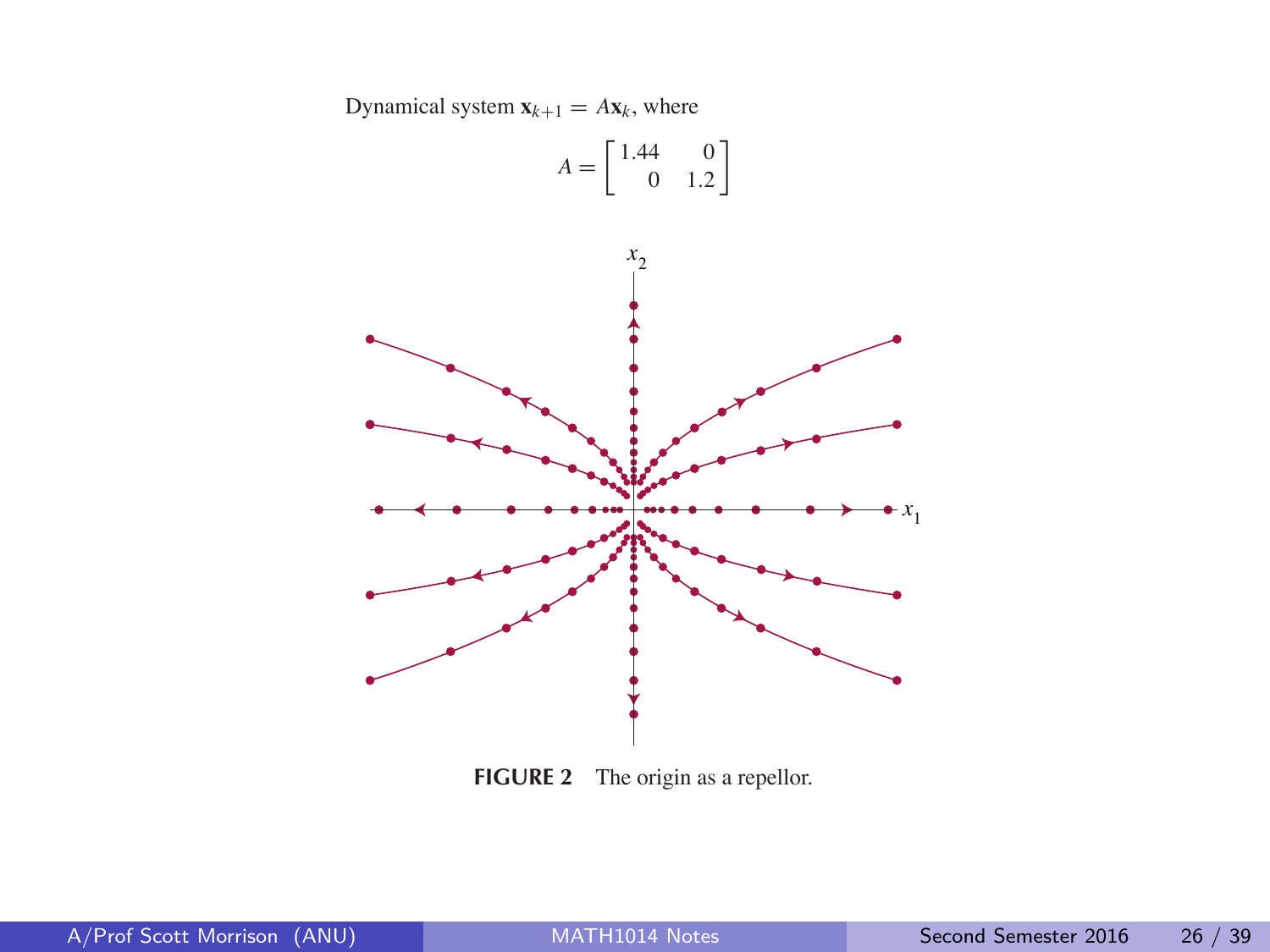Dynamical system $\mathbf{x}_{k+1} = A\mathbf{x}_k$, where

$$A = \begin{bmatrix} 1.44 & 0 \\ 0 & 1.2 \end{bmatrix}$$

**FIGURE 2** The origin as a repellor.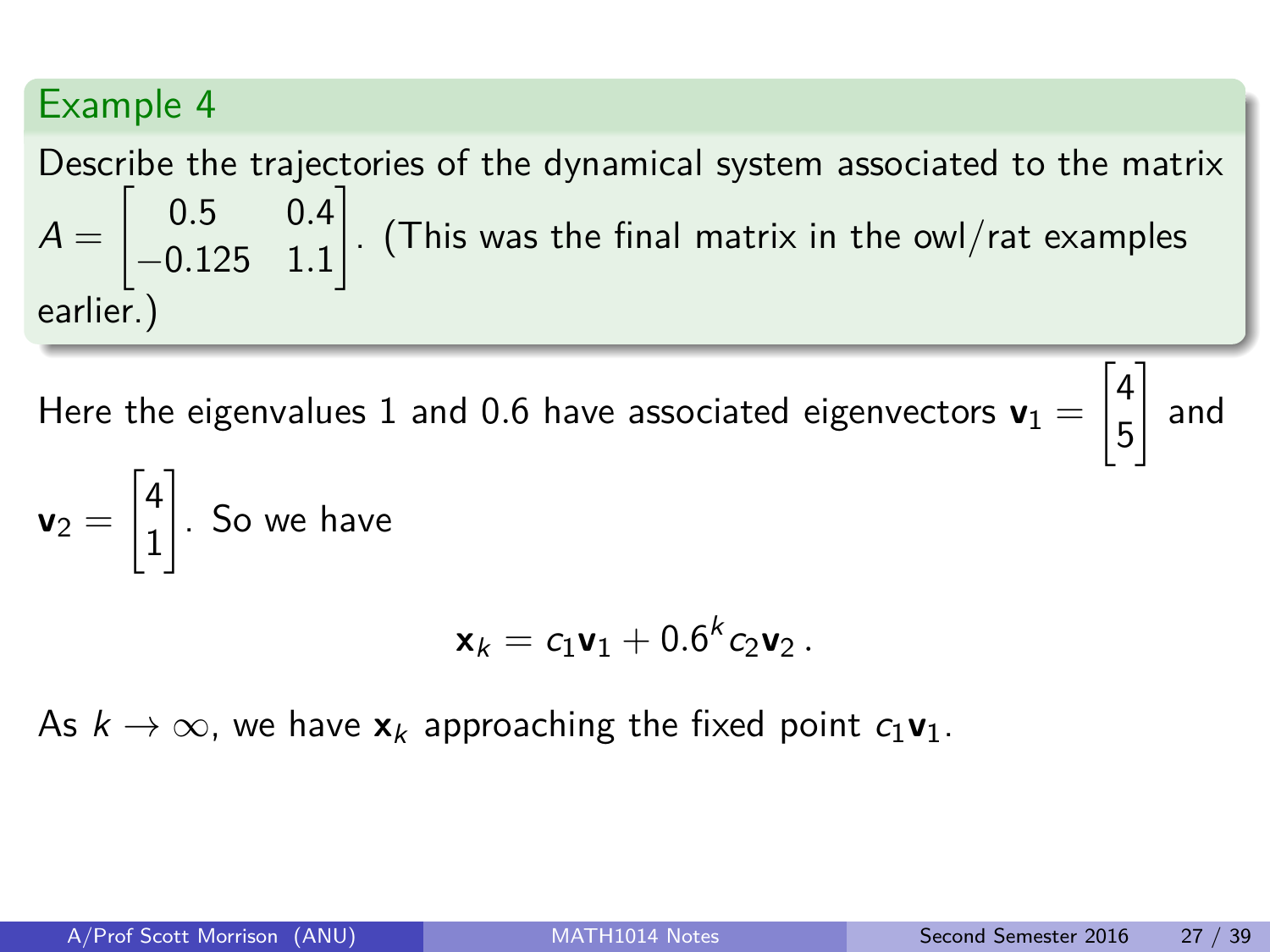### Example 4

Describe the trajectories of the dynamical system associated to the matrix $A = \begin{bmatrix} 0.5 & 0.4 \\ -0.125 & 1.1 \end{bmatrix}$. (This was the final matrix in the owl/rat examples earlier.)

Here the eigenvalues 1 and 0.6 have associated eigenvectors $\mathbf{v}_1 = \begin{bmatrix} 4 \\ 5 \end{bmatrix}$ and $\mathbf{v}_2 = \begin{bmatrix} 4 \\ 1 \end{bmatrix}$. So we have

$$\mathbf{x}_k = c_1 \mathbf{v}_1 + 0.6^k c_2 \mathbf{v}_2 \, .$$

As $k \to \infty$, we have $\mathbf{x}_k$ approaching the fixed point $c_1 \mathbf{v}_1$.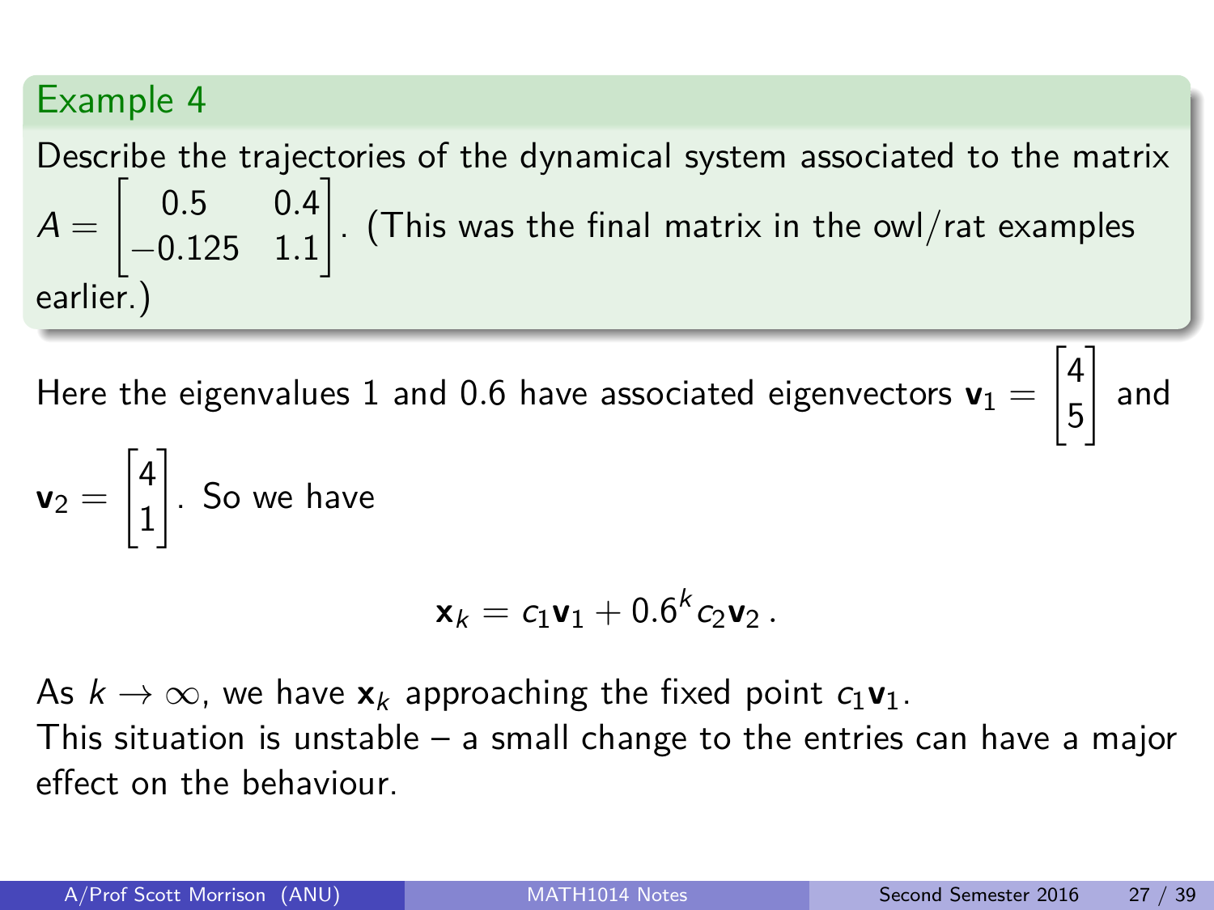### Example 4

Describe the trajectories of the dynamical system associated to the matrix $A = \begin{bmatrix} 0.5 & 0.4 \\ -0.125 & 1.1 \end{bmatrix}$. (This was the final matrix in the owl/rat examples earlier.)

Here the eigenvalues 1 and 0.6 have associated eigenvectors $\mathbf{v}_1 = \begin{bmatrix} 4 \\ 5 \end{bmatrix}$ and $\mathbf{v}_2 = \begin{bmatrix} 4 \\ 1 \end{bmatrix}$. So we have

$$\mathbf{x}_k = c_1\mathbf{v}_1 + 0.6^k c_2\mathbf{v}_2 \, .$$

As $k \to \infty$, we have $\mathbf{x}_k$ approaching the fixed point $c_1\mathbf{v}_1$.
This situation is unstable – a small change to the entries can have a major effect on the behaviour.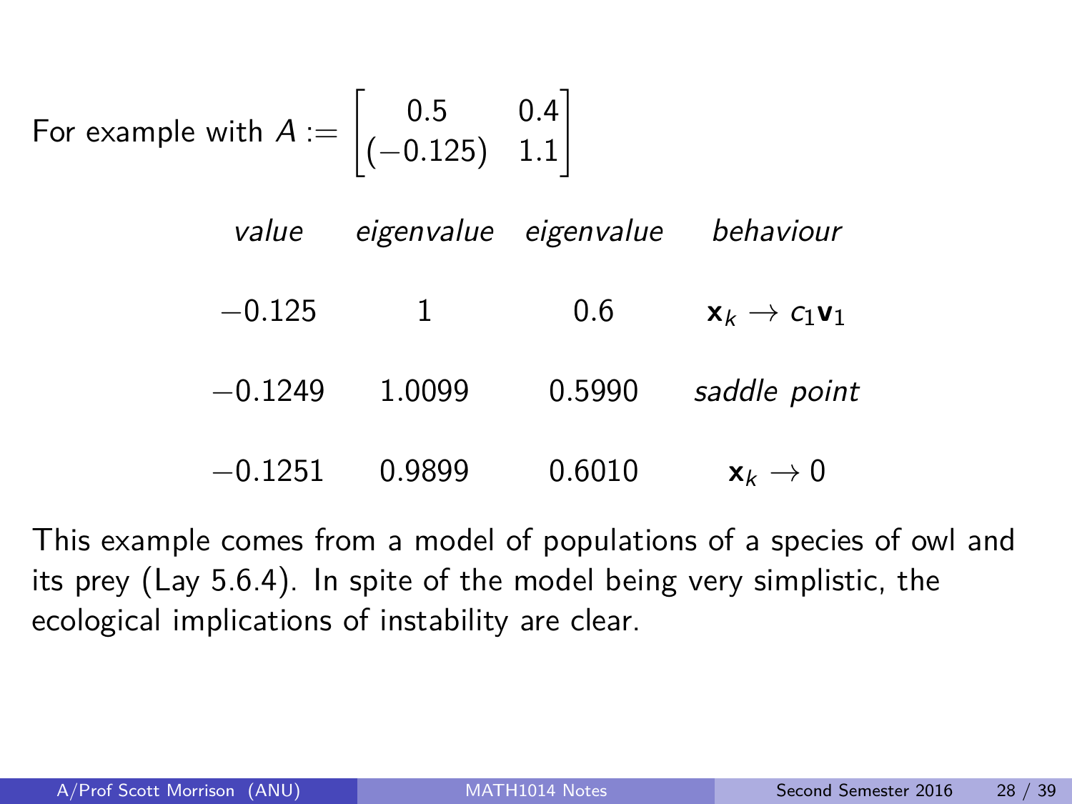For example with $A := \begin{bmatrix} 0.5 & 0.4 \\ (-0.125) & 1.1 \end{bmatrix}$

| *value* | *eigenvalue* | *eigenvalue* | *behaviour* |
| --- | --- | --- | --- |
| $-0.125$ | 1 | 0.6 | $\mathbf{x}_k \to c_1\mathbf{v}_1$ |
| $-0.1249$ | 1.0099 | 0.5990 | *saddle point* |
| $-0.1251$ | 0.9899 | 0.6010 | $\mathbf{x}_k \to 0$ |

This example comes from a model of populations of a species of owl and its prey (Lay 5.6.4). In spite of the model being very simplistic, the ecological implications of instability are clear.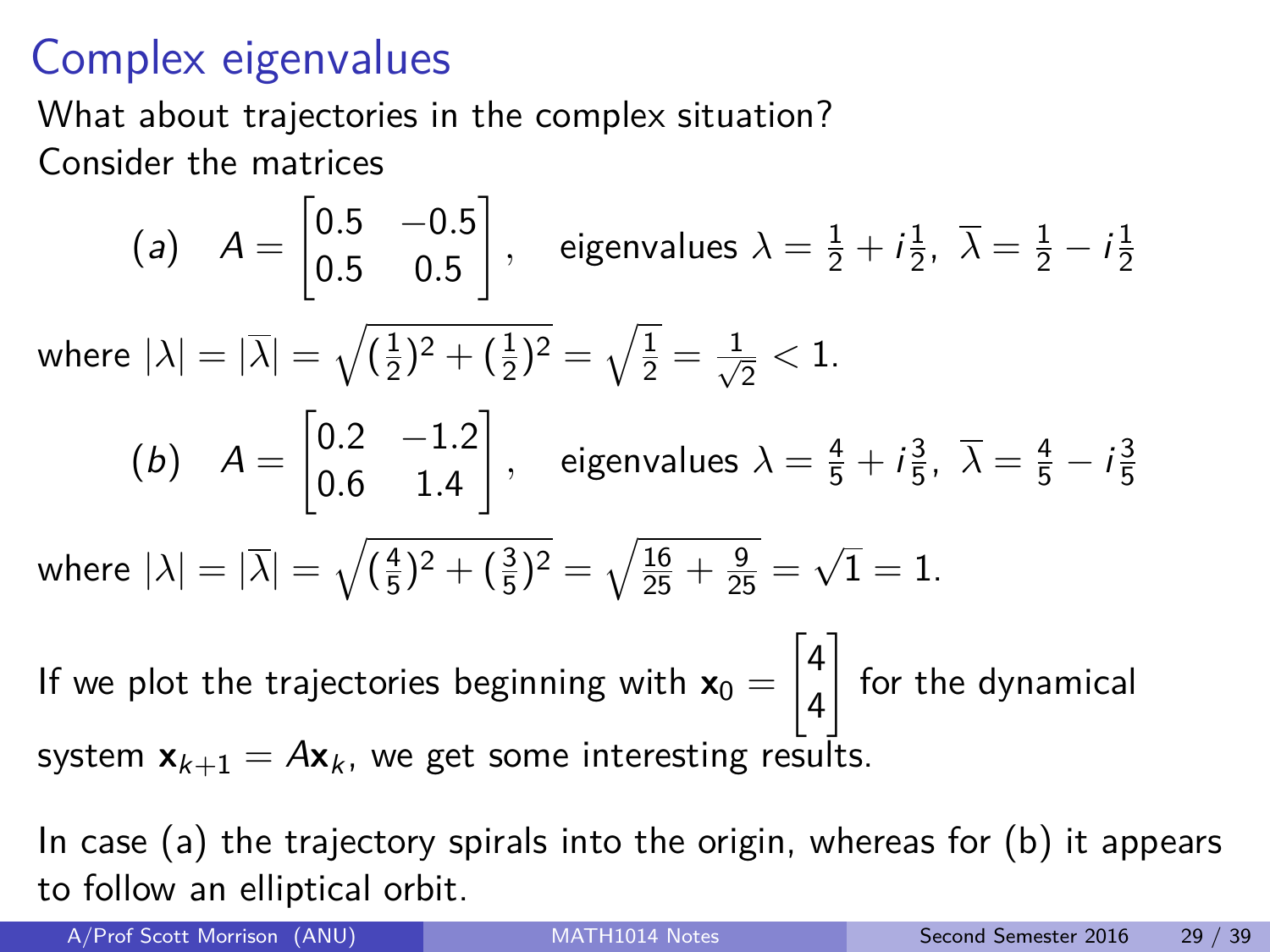# Complex eigenvalues

What about trajectories in the complex situation?

Consider the matrices

$$(a) \quad A = \begin{bmatrix} 0.5 & -0.5 \\ 0.5 & 0.5 \end{bmatrix}, \quad \text{eigenvalues } \lambda = \tfrac{1}{2} + i\tfrac{1}{2},\ \overline{\lambda} = \tfrac{1}{2} - i\tfrac{1}{2}$$

where $|\lambda| = |\overline{\lambda}| = \sqrt{(\frac{1}{2})^2 + (\frac{1}{2})^2} = \sqrt{\frac{1}{2}} = \frac{1}{\sqrt{2}} < 1.$

$$(b) \quad A = \begin{bmatrix} 0.2 & -1.2 \\ 0.6 & 1.4 \end{bmatrix}, \quad \text{eigenvalues } \lambda = \tfrac{4}{5} + i\tfrac{3}{5},\ \overline{\lambda} = \tfrac{4}{5} - i\tfrac{3}{5}$$

where $|\lambda| = |\overline{\lambda}| = \sqrt{(\frac{4}{5})^2 + (\frac{3}{5})^2} = \sqrt{\frac{16}{25} + \frac{9}{25}} = \sqrt{1} = 1.$

If we plot the trajectories beginning with $\mathbf{x}_0 = \begin{bmatrix} 4 \\ 4 \end{bmatrix}$ for the dynamical system $\mathbf{x}_{k+1} = A\mathbf{x}_k$, we get some interesting results.

In case (a) the trajectory spirals into the origin, whereas for (b) it appears to follow an elliptical orbit.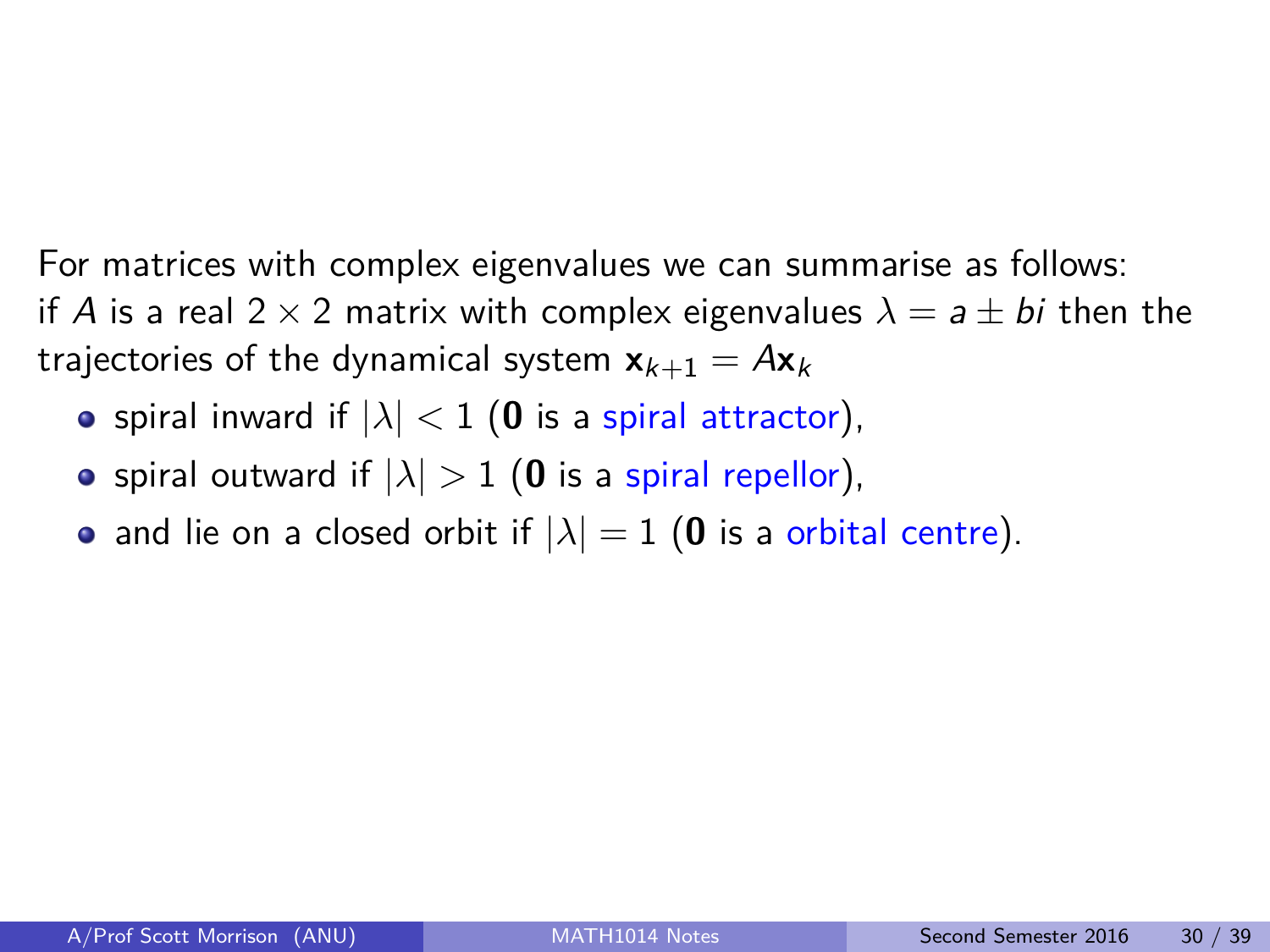For matrices with complex eigenvalues we can summarise as follows: if $A$ is a real $2 \times 2$ matrix with complex eigenvalues $\lambda = a \pm bi$ then the trajectories of the dynamical system $\mathbf{x}_{k+1} = A\mathbf{x}_k$

- spiral inward if $|\lambda| < 1$ ($\mathbf{0}$ is a spiral attractor),
- spiral outward if $|\lambda| > 1$ ($\mathbf{0}$ is a spiral repellor),
- and lie on a closed orbit if $|\lambda| = 1$ ($\mathbf{0}$ is a orbital centre).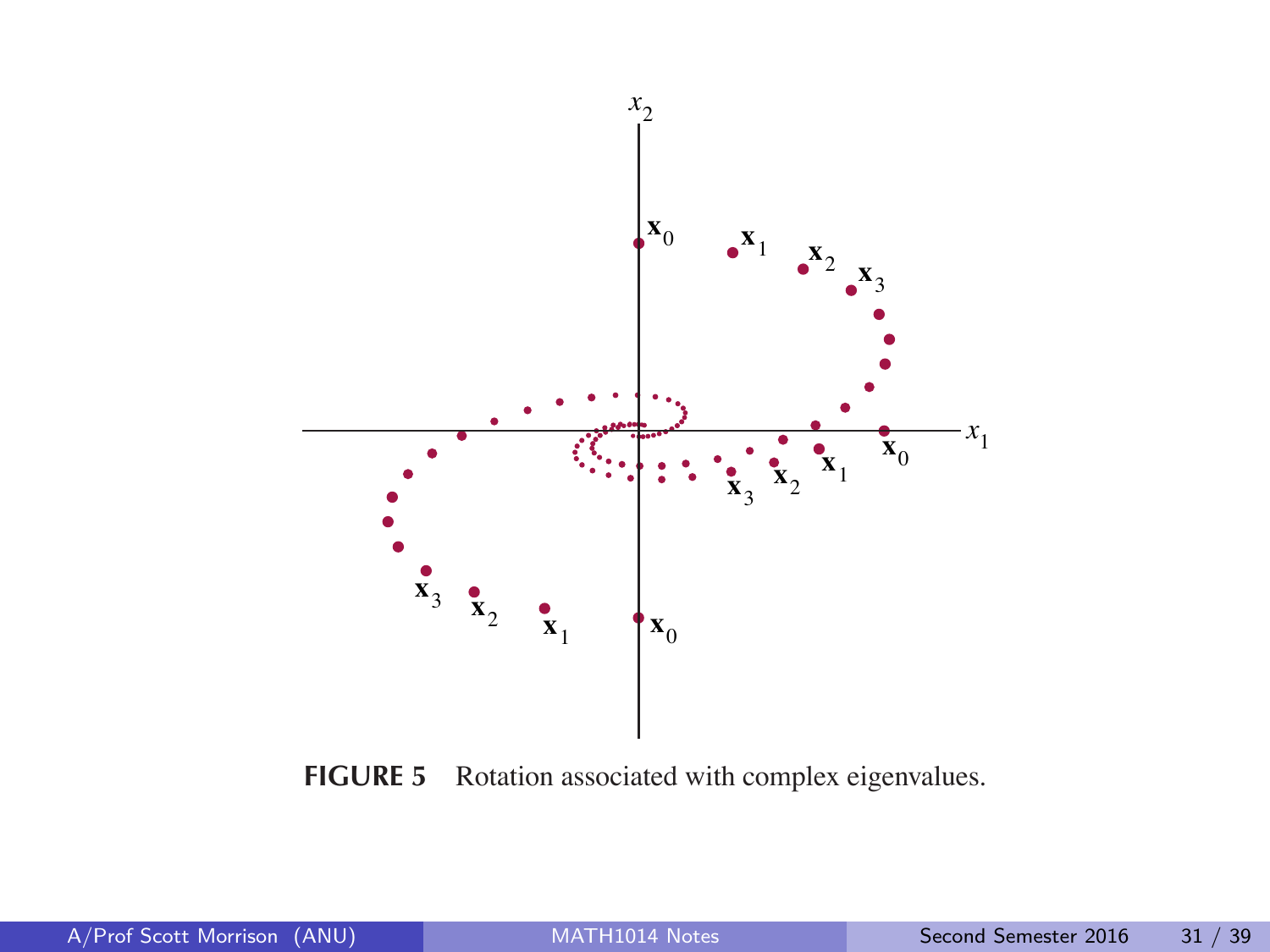**FIGURE 5** Rotation associated with complex eigenvalues.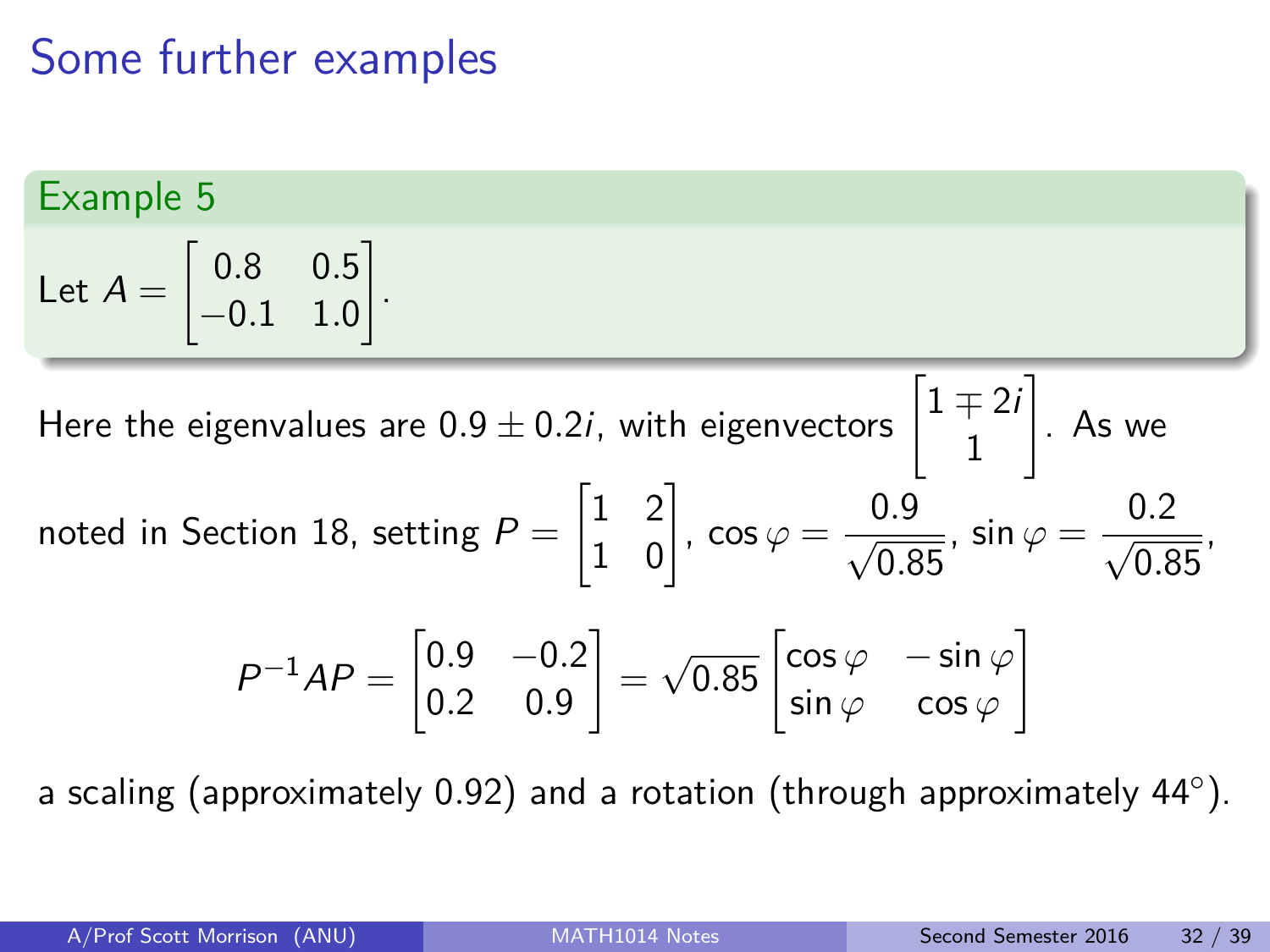# Some further examples

**Example 5**

Let $A = \begin{bmatrix} 0.8 & 0.5 \\ -0.1 & 1.0 \end{bmatrix}$.

Here the eigenvalues are $0.9 \pm 0.2i$, with eigenvectors $\begin{bmatrix} 1 \mp 2i \\ 1 \end{bmatrix}$. As we noted in Section 18, setting $P = \begin{bmatrix} 1 & 2 \\ 1 & 0 \end{bmatrix}$, $\cos\varphi = \frac{0.9}{\sqrt{0.85}}$, $\sin\varphi = \frac{0.2}{\sqrt{0.85}}$,

$$P^{-1}AP = \begin{bmatrix} 0.9 & -0.2 \\ 0.2 & 0.9 \end{bmatrix} = \sqrt{0.85} \begin{bmatrix} \cos\varphi & -\sin\varphi \\ \sin\varphi & \cos\varphi \end{bmatrix}$$

a scaling (approximately 0.92) and a rotation (through approximately $44^\circ$).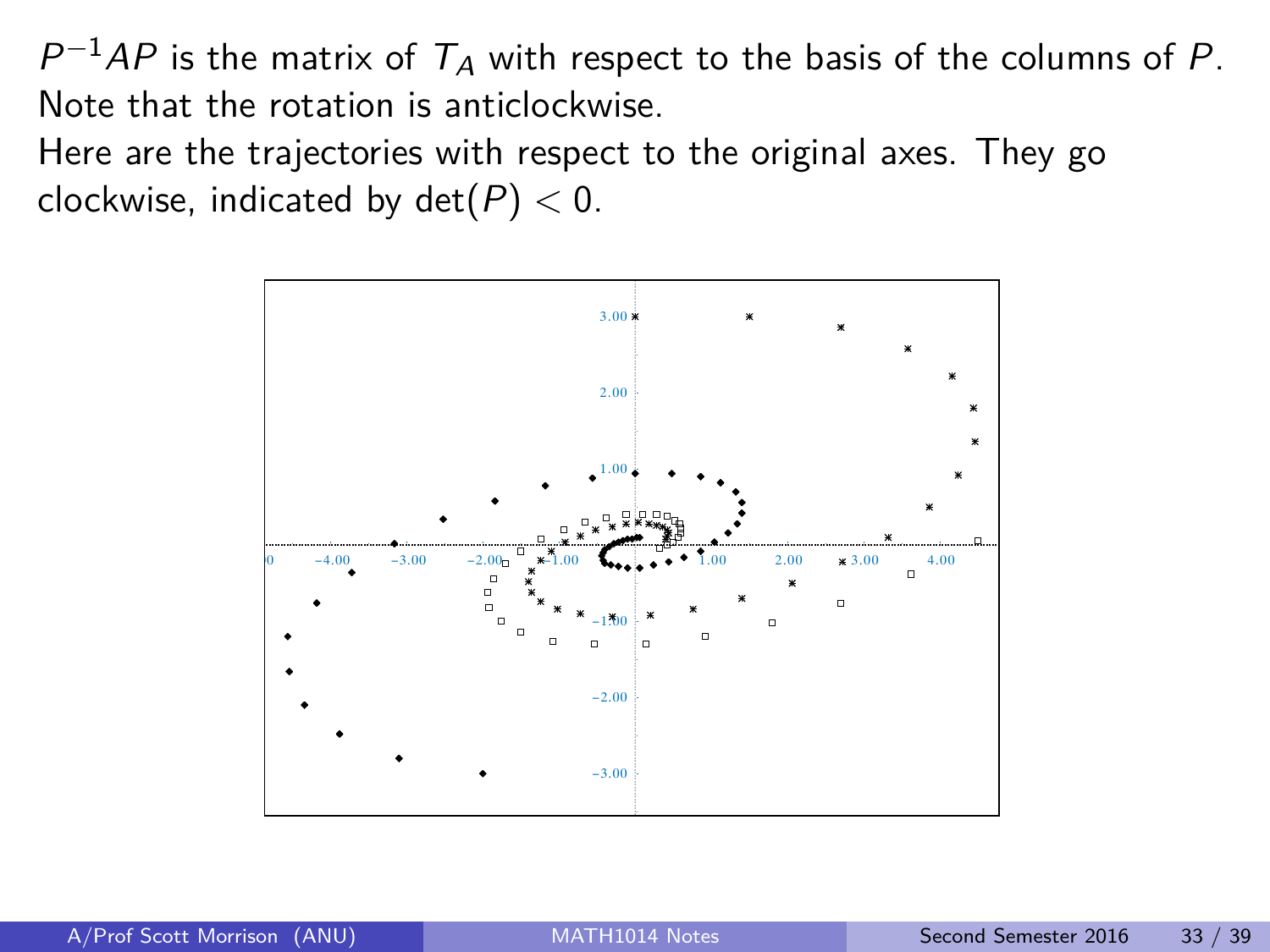$P^{-1}AP$ is the matrix of $T_A$ with respect to the basis of the columns of $P$. Note that the rotation is anticlockwise.

Here are the trajectories with respect to the original axes. They go clockwise, indicated by $\det(P) < 0$.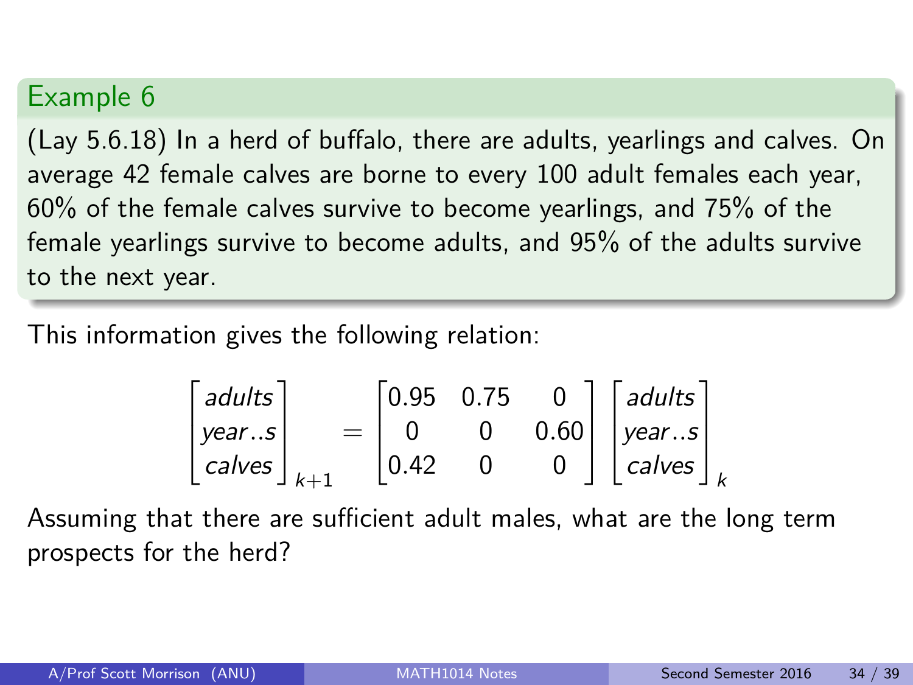## Example 6

(Lay 5.6.18) In a herd of buffalo, there are adults, yearlings and calves. On average 42 female calves are borne to every 100 adult females each year, 60% of the female calves survive to become yearlings, and 75% of the female yearlings survive to become adults, and 95% of the adults survive to the next year.

This information gives the following relation:

$$\begin{bmatrix} adults \\ year..s \\ calves \end{bmatrix}_{k+1} = \begin{bmatrix} 0.95 & 0.75 & 0 \\ 0 & 0 & 0.60 \\ 0.42 & 0 & 0 \end{bmatrix} \begin{bmatrix} adults \\ year..s \\ calves \end{bmatrix}_{k}$$

Assuming that there are sufficient adult males, what are the long term prospects for the herd?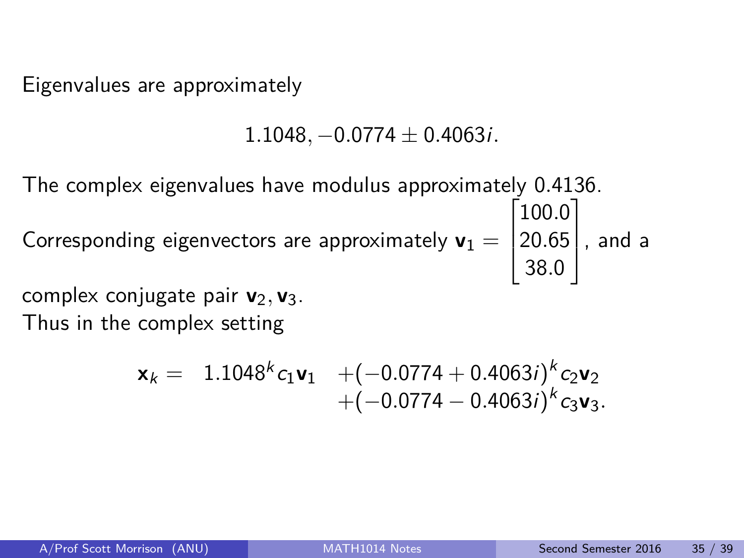Eigenvalues are approximately

$$1.1048, -0.0774 \pm 0.4063i.$$

The complex eigenvalues have modulus approximately 0.4136.

Corresponding eigenvectors are approximately $\mathbf{v}_1 = \begin{bmatrix} 100.0 \\ 20.65 \\ 38.0 \end{bmatrix}$, and a complex conjugate pair $\mathbf{v}_2, \mathbf{v}_3$.

Thus in the complex setting

$$\begin{aligned} \mathbf{x}_k = \quad 1.1048^k c_1 \mathbf{v}_1 \quad &+ (-0.0774 + 0.4063i)^k c_2 \mathbf{v}_2 \\ &+ (-0.0774 - 0.4063i)^k c_3 \mathbf{v}_3. \end{aligned}$$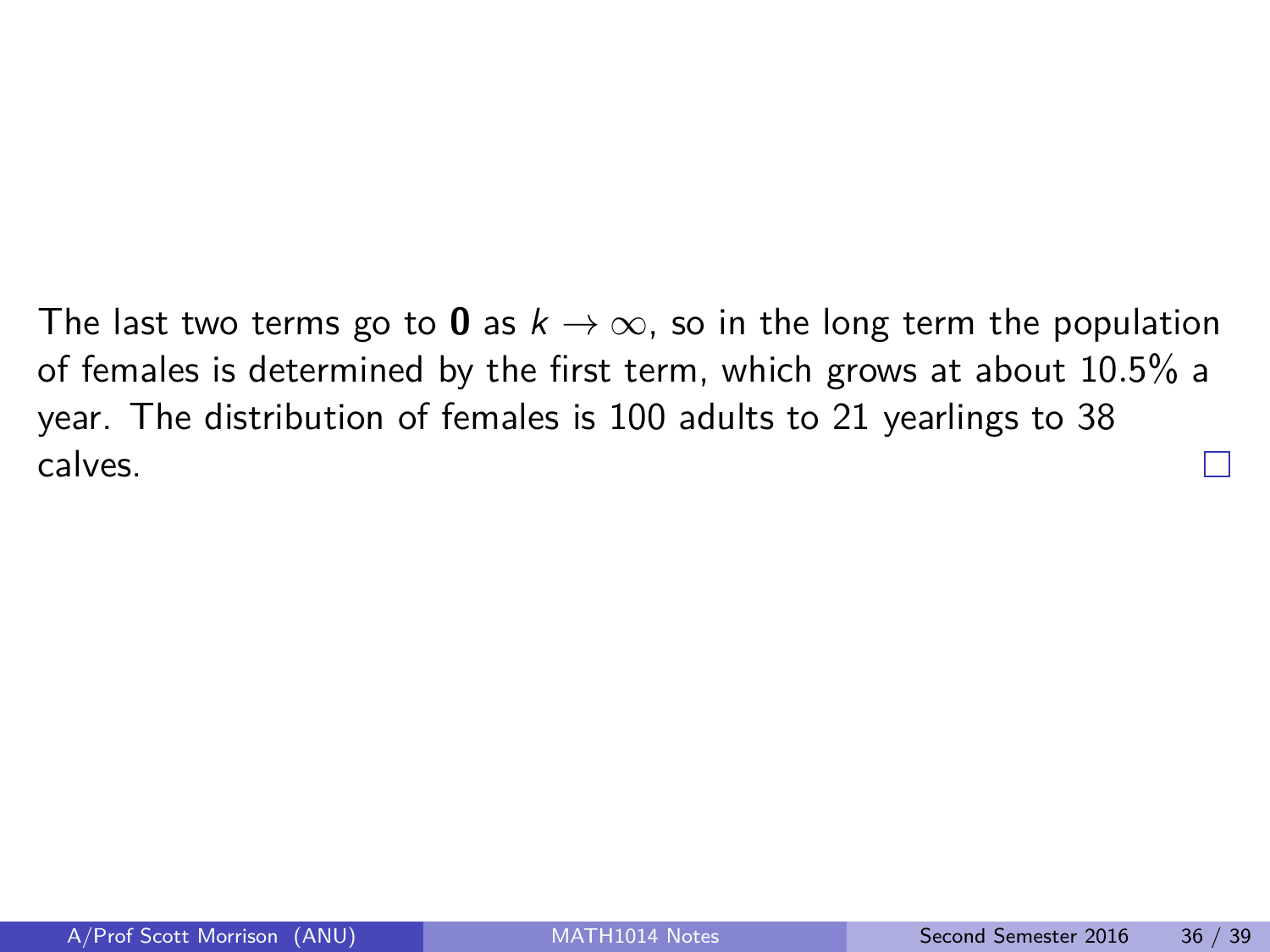The last two terms go to $\mathbf{0}$ as $k \to \infty$, so in the long term the population of females is determined by the first term, which grows at about 10.5% a year. The distribution of females is 100 adults to 21 yearlings to 38 calves. □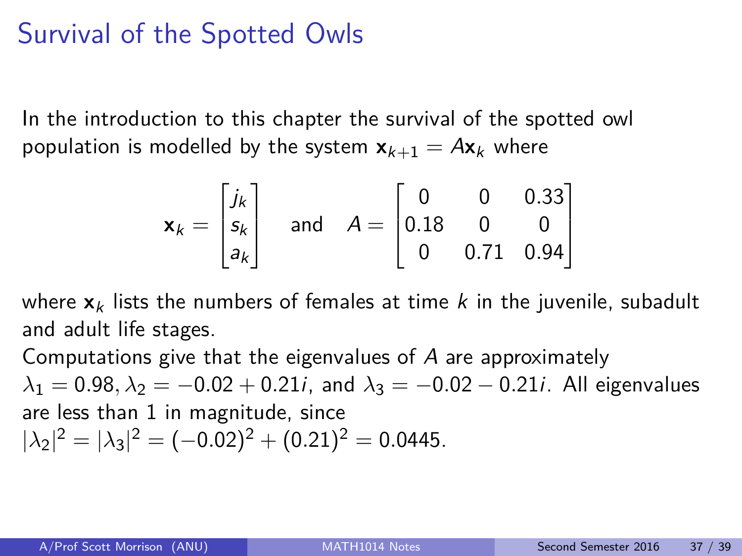# Survival of the Spotted Owls

In the introduction to this chapter the survival of the spotted owl population is modelled by the system $\mathbf{x}_{k+1} = A\mathbf{x}_k$ where

$$\mathbf{x}_k = \begin{bmatrix} j_k \\ s_k \\ a_k \end{bmatrix} \quad \text{and} \quad A = \begin{bmatrix} 0 & 0 & 0.33 \\ 0.18 & 0 & 0 \\ 0 & 0.71 & 0.94 \end{bmatrix}$$

where $\mathbf{x}_k$ lists the numbers of females at time $k$ in the juvenile, subadult and adult life stages.

Computations give that the eigenvalues of $A$ are approximately $\lambda_1 = 0.98, \lambda_2 = -0.02 + 0.21i$, and $\lambda_3 = -0.02 - 0.21i$. All eigenvalues are less than 1 in magnitude, since $|\lambda_2|^2 = |\lambda_3|^2 = (-0.02)^2 + (0.21)^2 = 0.0445$.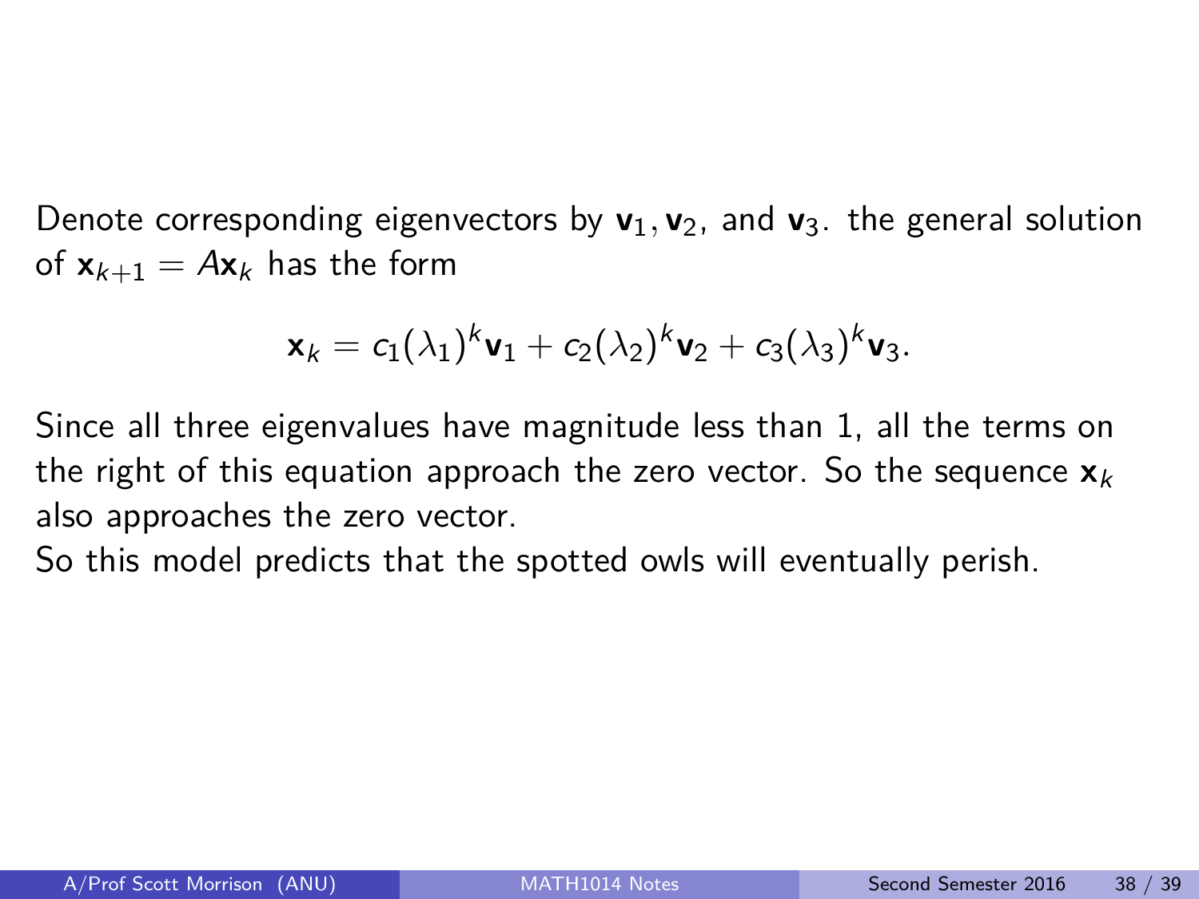Denote corresponding eigenvectors by $\mathbf{v}_1, \mathbf{v}_2$, and $\mathbf{v}_3$. the general solution of $\mathbf{x}_{k+1} = A\mathbf{x}_k$ has the form

$$\mathbf{x}_k = c_1(\lambda_1)^k \mathbf{v}_1 + c_2(\lambda_2)^k \mathbf{v}_2 + c_3(\lambda_3)^k \mathbf{v}_3.$$

Since all three eigenvalues have magnitude less than 1, all the terms on the right of this equation approach the zero vector. So the sequence $\mathbf{x}_k$ also approaches the zero vector.

So this model predicts that the spotted owls will eventually perish.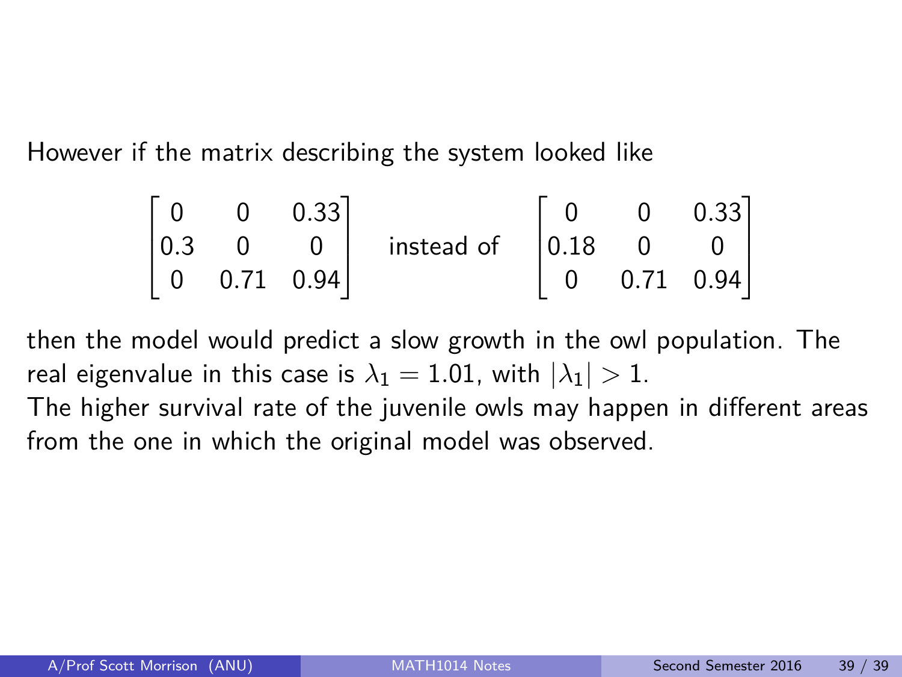However if the matrix describing the system looked like

$$\begin{bmatrix} 0 & 0 & 0.33 \\ 0.3 & 0 & 0 \\ 0 & 0.71 & 0.94 \end{bmatrix} \quad \text{instead of} \quad \begin{bmatrix} 0 & 0 & 0.33 \\ 0.18 & 0 & 0 \\ 0 & 0.71 & 0.94 \end{bmatrix}$$

then the model would predict a slow growth in the owl population. The real eigenvalue in this case is $\lambda_1 = 1.01$, with $|\lambda_1| > 1$.
The higher survival rate of the juvenile owls may happen in different areas from the one in which the original model was observed.